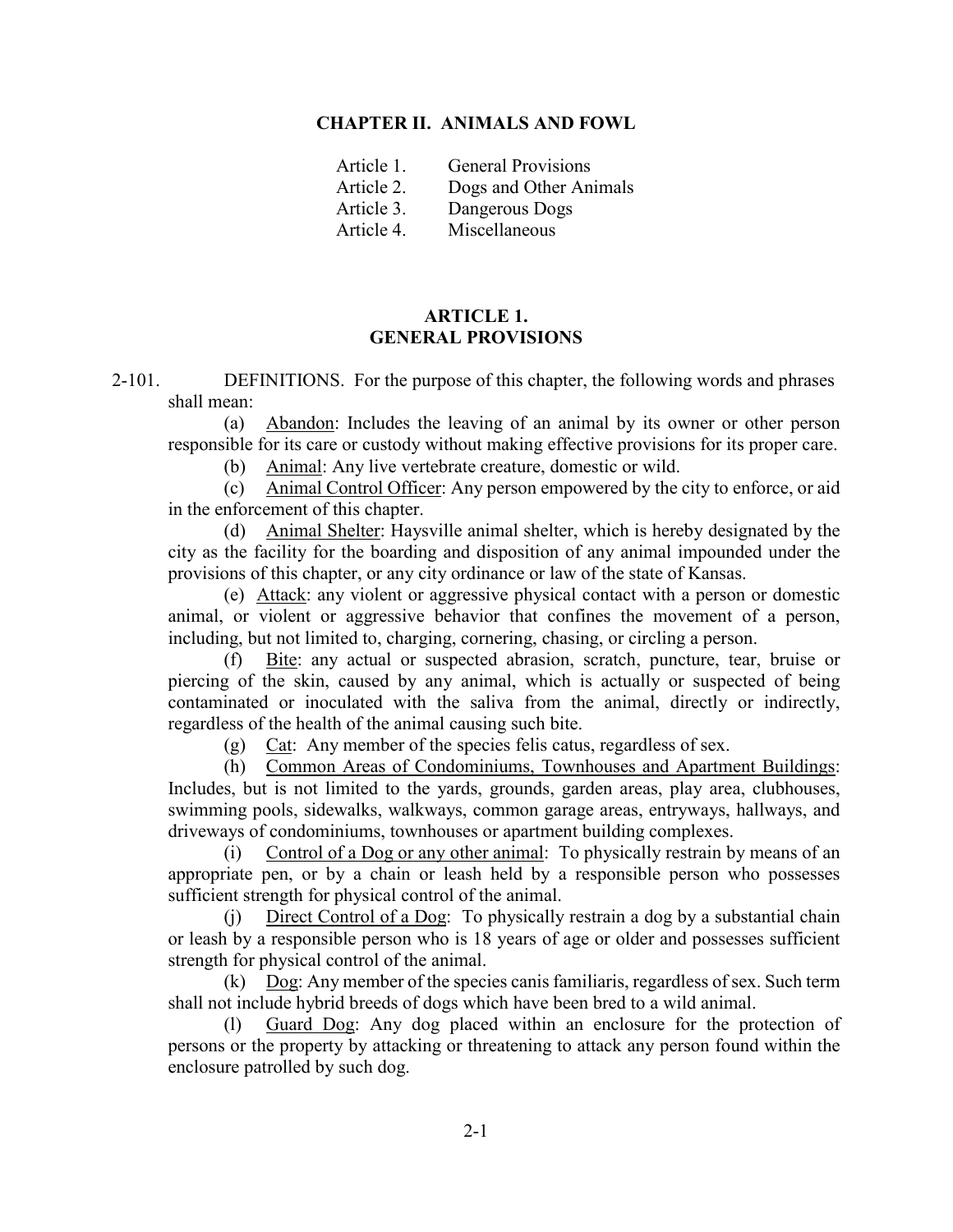# CHAPTER II. ANIMALS AND FOWL

Article 1. General Provisions
Article 2. Dogs and Other Animals
Article 3. Dangerous Dogs
Article 4. Miscellaneous

## ARTICLE 1. GENERAL PROVISIONS

2-101. DEFINITIONS. For the purpose of this chapter, the following words and phrases shall mean:

(a) Abandon: Includes the leaving of an animal by its owner or other person responsible for its care or custody without making effective provisions for its proper care.

(b) Animal: Any live vertebrate creature, domestic or wild.

(c) Animal Control Officer: Any person empowered by the city to enforce, or aid in the enforcement of this chapter.

(d) Animal Shelter: Haysville animal shelter, which is hereby designated by the city as the facility for the boarding and disposition of any animal impounded under the provisions of this chapter, or any city ordinance or law of the state of Kansas.

(e) Attack: any violent or aggressive physical contact with a person or domestic animal, or violent or aggressive behavior that confines the movement of a person, including, but not limited to, charging, cornering, chasing, or circling a person.

(f) Bite: any actual or suspected abrasion, scratch, puncture, tear, bruise or piercing of the skin, caused by any animal, which is actually or suspected of being contaminated or inoculated with the saliva from the animal, directly or indirectly, regardless of the health of the animal causing such bite.

(g) Cat: Any member of the species felis catus, regardless of sex.

(h) Common Areas of Condominiums, Townhouses and Apartment Buildings: Includes, but is not limited to the yards, grounds, garden areas, play area, clubhouses, swimming pools, sidewalks, walkways, common garage areas, entryways, hallways, and driveways of condominiums, townhouses or apartment building complexes.

(i) Control of a Dog or any other animal: To physically restrain by means of an appropriate pen, or by a chain or leash held by a responsible person who possesses sufficient strength for physical control of the animal.

(j) Direct Control of a Dog: To physically restrain a dog by a substantial chain or leash by a responsible person who is 18 years of age or older and possesses sufficient strength for physical control of the animal.

(k) Dog: Any member of the species canis familiaris, regardless of sex. Such term shall not include hybrid breeds of dogs which have been bred to a wild animal.

(l) Guard Dog: Any dog placed within an enclosure for the protection of persons or the property by attacking or threatening to attack any person found within the enclosure patrolled by such dog.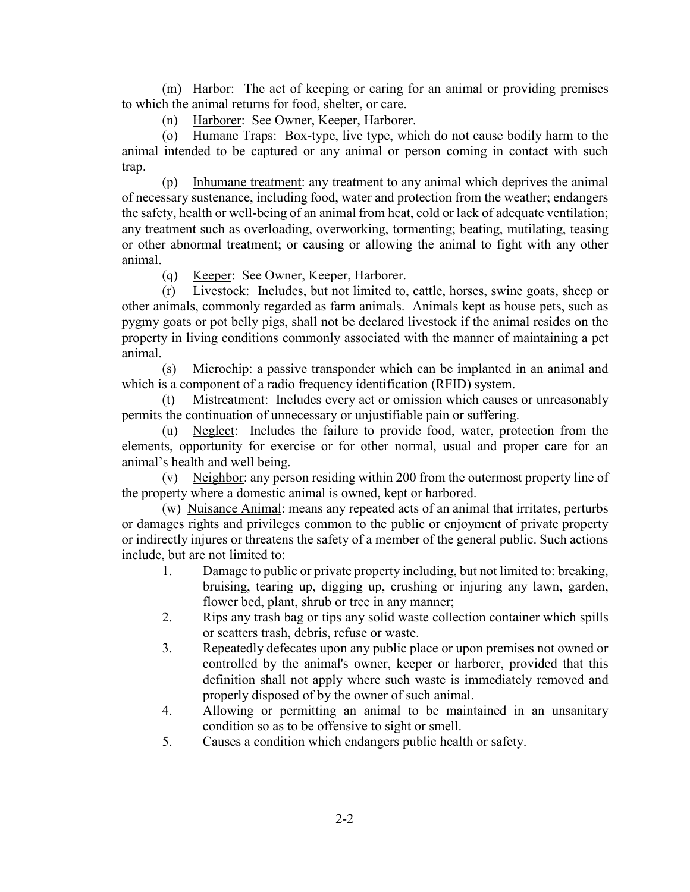(m) Harbor: The act of keeping or caring for an animal or providing premises to which the animal returns for food, shelter, or care.

(n) Harborer: See Owner, Keeper, Harborer.

(o) Humane Traps: Box-type, live type, which do not cause bodily harm to the animal intended to be captured or any animal or person coming in contact with such trap.

(p) Inhumane treatment: any treatment to any animal which deprives the animal of necessary sustenance, including food, water and protection from the weather; endangers the safety, health or well-being of an animal from heat, cold or lack of adequate ventilation; any treatment such as overloading, overworking, tormenting; beating, mutilating, teasing or other abnormal treatment; or causing or allowing the animal to fight with any other animal.

(q) Keeper: See Owner, Keeper, Harborer.

(r) Livestock: Includes, but not limited to, cattle, horses, swine goats, sheep or other animals, commonly regarded as farm animals. Animals kept as house pets, such as pygmy goats or pot belly pigs, shall not be declared livestock if the animal resides on the property in living conditions commonly associated with the manner of maintaining a pet animal.

(s) Microchip: a passive transponder which can be implanted in an animal and which is a component of a radio frequency identification (RFID) system.

(t) Mistreatment: Includes every act or omission which causes or unreasonably permits the continuation of unnecessary or unjustifiable pain or suffering.

(u) Neglect: Includes the failure to provide food, water, protection from the elements, opportunity for exercise or for other normal, usual and proper care for an animal's health and well being.

(v) Neighbor: any person residing within 200 from the outermost property line of the property where a domestic animal is owned, kept or harbored.

(w) Nuisance Animal: means any repeated acts of an animal that irritates, perturbs or damages rights and privileges common to the public or enjoyment of private property or indirectly injures or threatens the safety of a member of the general public. Such actions include, but are not limited to:

1. Damage to public or private property including, but not limited to: breaking, bruising, tearing up, digging up, crushing or injuring any lawn, garden, flower bed, plant, shrub or tree in any manner;
2. Rips any trash bag or tips any solid waste collection container which spills or scatters trash, debris, refuse or waste.
3. Repeatedly defecates upon any public place or upon premises not owned or controlled by the animal's owner, keeper or harborer, provided that this definition shall not apply where such waste is immediately removed and properly disposed of by the owner of such animal.
4. Allowing or permitting an animal to be maintained in an unsanitary condition so as to be offensive to sight or smell.
5. Causes a condition which endangers public health or safety.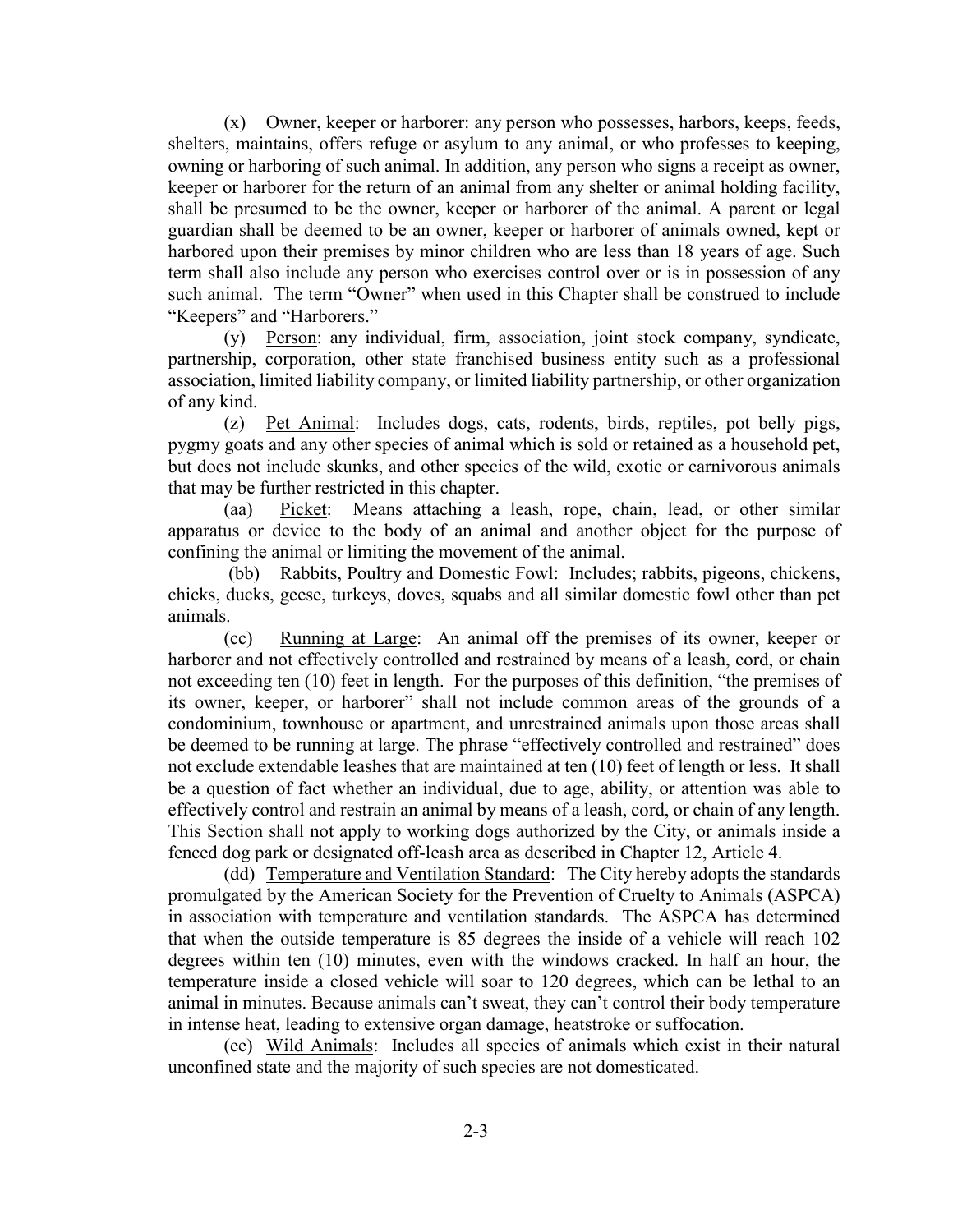(x) Owner, keeper or harborer: any person who possesses, harbors, keeps, feeds, shelters, maintains, offers refuge or asylum to any animal, or who professes to keeping, owning or harboring of such animal. In addition, any person who signs a receipt as owner, keeper or harborer for the return of an animal from any shelter or animal holding facility, shall be presumed to be the owner, keeper or harborer of the animal. A parent or legal guardian shall be deemed to be an owner, keeper or harborer of animals owned, kept or harbored upon their premises by minor children who are less than 18 years of age. Such term shall also include any person who exercises control over or is in possession of any such animal. The term "Owner" when used in this Chapter shall be construed to include "Keepers" and "Harborers."

(y) Person: any individual, firm, association, joint stock company, syndicate, partnership, corporation, other state franchised business entity such as a professional association, limited liability company, or limited liability partnership, or other organization of any kind.

(z) Pet Animal: Includes dogs, cats, rodents, birds, reptiles, pot belly pigs, pygmy goats and any other species of animal which is sold or retained as a household pet, but does not include skunks, and other species of the wild, exotic or carnivorous animals that may be further restricted in this chapter.

(aa) Picket: Means attaching a leash, rope, chain, lead, or other similar apparatus or device to the body of an animal and another object for the purpose of confining the animal or limiting the movement of the animal.

(bb) Rabbits, Poultry and Domestic Fowl: Includes; rabbits, pigeons, chickens, chicks, ducks, geese, turkeys, doves, squabs and all similar domestic fowl other than pet animals.

(cc) Running at Large: An animal off the premises of its owner, keeper or harborer and not effectively controlled and restrained by means of a leash, cord, or chain not exceeding ten (10) feet in length. For the purposes of this definition, "the premises of its owner, keeper, or harborer" shall not include common areas of the grounds of a condominium, townhouse or apartment, and unrestrained animals upon those areas shall be deemed to be running at large. The phrase "effectively controlled and restrained" does not exclude extendable leashes that are maintained at ten (10) feet of length or less. It shall be a question of fact whether an individual, due to age, ability, or attention was able to effectively control and restrain an animal by means of a leash, cord, or chain of any length. This Section shall not apply to working dogs authorized by the City, or animals inside a fenced dog park or designated off-leash area as described in Chapter 12, Article 4.

(dd) Temperature and Ventilation Standard: The City hereby adopts the standards promulgated by the American Society for the Prevention of Cruelty to Animals (ASPCA) in association with temperature and ventilation standards. The ASPCA has determined that when the outside temperature is 85 degrees the inside of a vehicle will reach 102 degrees within ten (10) minutes, even with the windows cracked. In half an hour, the temperature inside a closed vehicle will soar to 120 degrees, which can be lethal to an animal in minutes. Because animals can't sweat, they can't control their body temperature in intense heat, leading to extensive organ damage, heatstroke or suffocation.

(ee) Wild Animals: Includes all species of animals which exist in their natural unconfined state and the majority of such species are not domesticated.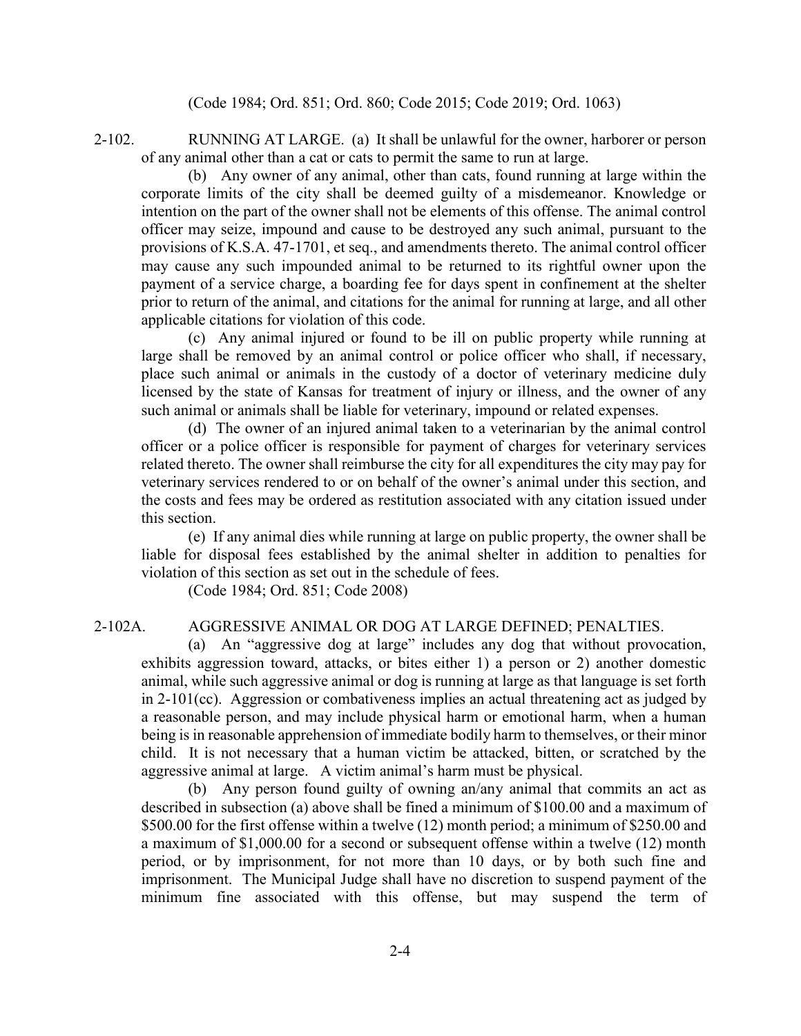(Code 1984; Ord. 851; Ord. 860; Code 2015; Code 2019; Ord. 1063)

2-102. RUNNING AT LARGE. (a) It shall be unlawful for the owner, harborer or person of any animal other than a cat or cats to permit the same to run at large.

(b) Any owner of any animal, other than cats, found running at large within the corporate limits of the city shall be deemed guilty of a misdemeanor. Knowledge or intention on the part of the owner shall not be elements of this offense. The animal control officer may seize, impound and cause to be destroyed any such animal, pursuant to the provisions of K.S.A. 47-1701, et seq., and amendments thereto. The animal control officer may cause any such impounded animal to be returned to its rightful owner upon the payment of a service charge, a boarding fee for days spent in confinement at the shelter prior to return of the animal, and citations for the animal for running at large, and all other applicable citations for violation of this code.

(c) Any animal injured or found to be ill on public property while running at large shall be removed by an animal control or police officer who shall, if necessary, place such animal or animals in the custody of a doctor of veterinary medicine duly licensed by the state of Kansas for treatment of injury or illness, and the owner of any such animal or animals shall be liable for veterinary, impound or related expenses.

(d) The owner of an injured animal taken to a veterinarian by the animal control officer or a police officer is responsible for payment of charges for veterinary services related thereto. The owner shall reimburse the city for all expenditures the city may pay for veterinary services rendered to or on behalf of the owner's animal under this section, and the costs and fees may be ordered as restitution associated with any citation issued under this section.

(e) If any animal dies while running at large on public property, the owner shall be liable for disposal fees established by the animal shelter in addition to penalties for violation of this section as set out in the schedule of fees.

(Code 1984; Ord. 851; Code 2008)

2-102A. AGGRESSIVE ANIMAL OR DOG AT LARGE DEFINED; PENALTIES.

(a) An "aggressive dog at large" includes any dog that without provocation, exhibits aggression toward, attacks, or bites either 1) a person or 2) another domestic animal, while such aggressive animal or dog is running at large as that language is set forth in 2-101(cc). Aggression or combativeness implies an actual threatening act as judged by a reasonable person, and may include physical harm or emotional harm, when a human being is in reasonable apprehension of immediate bodily harm to themselves, or their minor child. It is not necessary that a human victim be attacked, bitten, or scratched by the aggressive animal at large. A victim animal's harm must be physical.

(b) Any person found guilty of owning an/any animal that commits an act as described in subsection (a) above shall be fined a minimum of $100.00 and a maximum of $500.00 for the first offense within a twelve (12) month period; a minimum of $250.00 and a maximum of $1,000.00 for a second or subsequent offense within a twelve (12) month period, or by imprisonment, for not more than 10 days, or by both such fine and imprisonment. The Municipal Judge shall have no discretion to suspend payment of the minimum fine associated with this offense, but may suspend the term of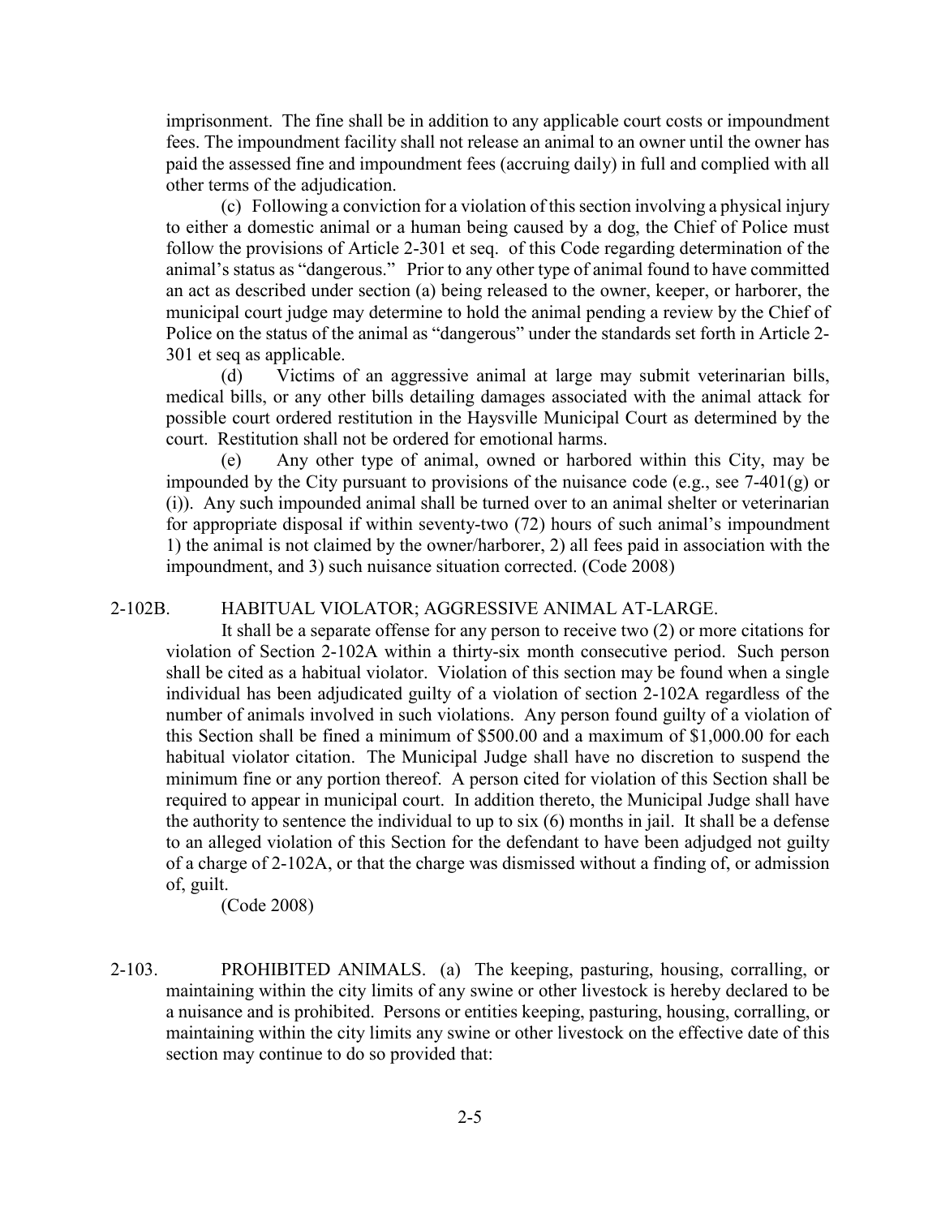imprisonment. The fine shall be in addition to any applicable court costs or impoundment fees. The impoundment facility shall not release an animal to an owner until the owner has paid the assessed fine and impoundment fees (accruing daily) in full and complied with all other terms of the adjudication.

(c) Following a conviction for a violation of this section involving a physical injury to either a domestic animal or a human being caused by a dog, the Chief of Police must follow the provisions of Article 2-301 et seq. of this Code regarding determination of the animal's status as "dangerous." Prior to any other type of animal found to have committed an act as described under section (a) being released to the owner, keeper, or harborer, the municipal court judge may determine to hold the animal pending a review by the Chief of Police on the status of the animal as "dangerous" under the standards set forth in Article 2-301 et seq as applicable.

(d) Victims of an aggressive animal at large may submit veterinarian bills, medical bills, or any other bills detailing damages associated with the animal attack for possible court ordered restitution in the Haysville Municipal Court as determined by the court. Restitution shall not be ordered for emotional harms.

(e) Any other type of animal, owned or harbored within this City, may be impounded by the City pursuant to provisions of the nuisance code (e.g., see 7-401(g) or (i)). Any such impounded animal shall be turned over to an animal shelter or veterinarian for appropriate disposal if within seventy-two (72) hours of such animal's impoundment 1) the animal is not claimed by the owner/harborer, 2) all fees paid in association with the impoundment, and 3) such nuisance situation corrected. (Code 2008)

2-102B. HABITUAL VIOLATOR; AGGRESSIVE ANIMAL AT-LARGE.

It shall be a separate offense for any person to receive two (2) or more citations for violation of Section 2-102A within a thirty-six month consecutive period. Such person shall be cited as a habitual violator. Violation of this section may be found when a single individual has been adjudicated guilty of a violation of section 2-102A regardless of the number of animals involved in such violations. Any person found guilty of a violation of this Section shall be fined a minimum of $500.00 and a maximum of $1,000.00 for each habitual violator citation. The Municipal Judge shall have no discretion to suspend the minimum fine or any portion thereof. A person cited for violation of this Section shall be required to appear in municipal court. In addition thereto, the Municipal Judge shall have the authority to sentence the individual to up to six (6) months in jail. It shall be a defense to an alleged violation of this Section for the defendant to have been adjudged not guilty of a charge of 2-102A, or that the charge was dismissed without a finding of, or admission of, guilt.

(Code 2008)

2-103. PROHIBITED ANIMALS. (a) The keeping, pasturing, housing, corralling, or maintaining within the city limits of any swine or other livestock is hereby declared to be a nuisance and is prohibited. Persons or entities keeping, pasturing, housing, corralling, or maintaining within the city limits any swine or other livestock on the effective date of this section may continue to do so provided that: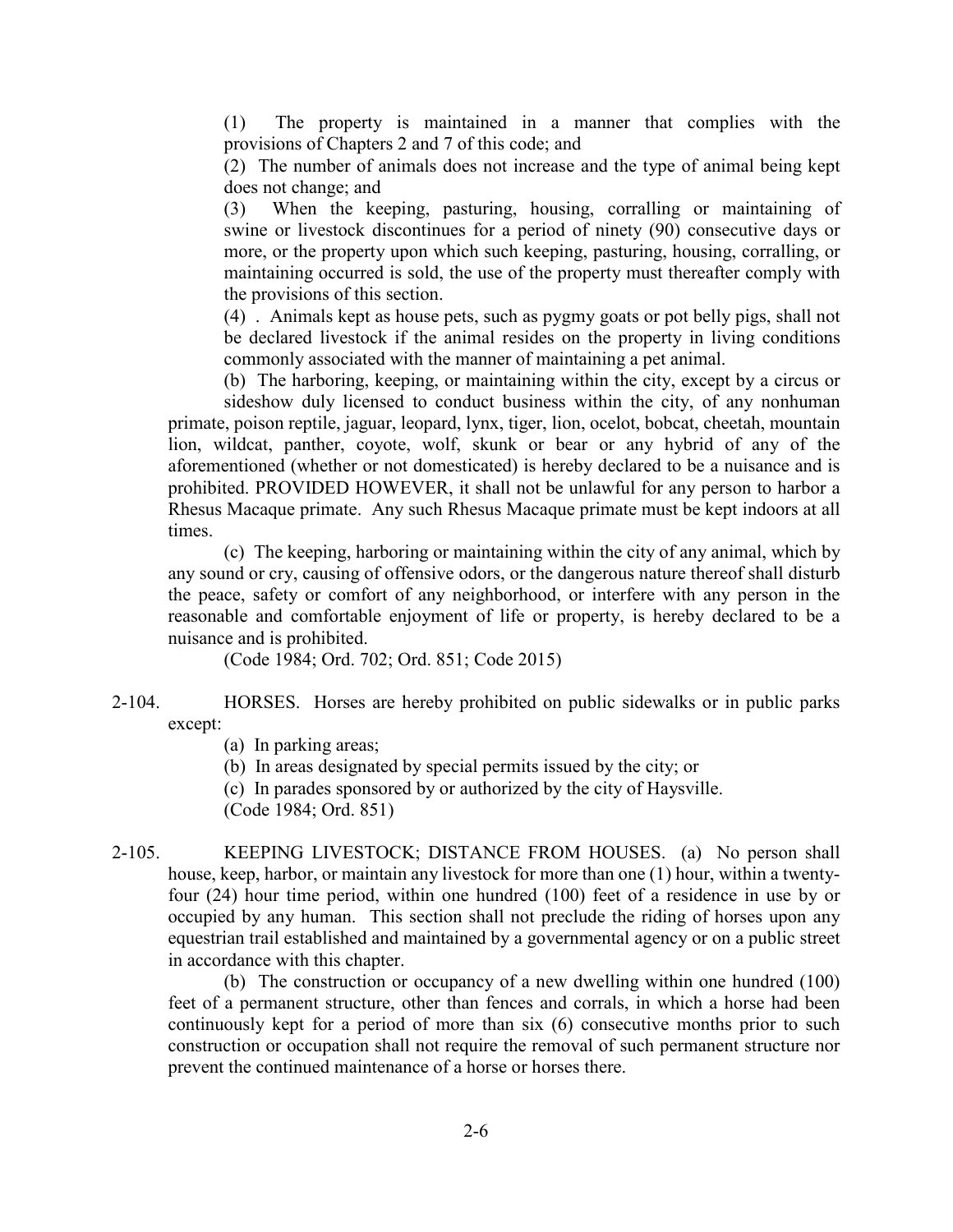(1) The property is maintained in a manner that complies with the provisions of Chapters 2 and 7 of this code; and

(2) The number of animals does not increase and the type of animal being kept does not change; and

(3) When the keeping, pasturing, housing, corralling or maintaining of swine or livestock discontinues for a period of ninety (90) consecutive days or more, or the property upon which such keeping, pasturing, housing, corralling, or maintaining occurred is sold, the use of the property must thereafter comply with the provisions of this section.

(4) . Animals kept as house pets, such as pygmy goats or pot belly pigs, shall not be declared livestock if the animal resides on the property in living conditions commonly associated with the manner of maintaining a pet animal.

(b) The harboring, keeping, or maintaining within the city, except by a circus or sideshow duly licensed to conduct business within the city, of any nonhuman primate, poison reptile, jaguar, leopard, lynx, tiger, lion, ocelot, bobcat, cheetah, mountain lion, wildcat, panther, coyote, wolf, skunk or bear or any hybrid of any of the aforementioned (whether or not domesticated) is hereby declared to be a nuisance and is prohibited. PROVIDED HOWEVER, it shall not be unlawful for any person to harbor a Rhesus Macaque primate. Any such Rhesus Macaque primate must be kept indoors at all times.

(c) The keeping, harboring or maintaining within the city of any animal, which by any sound or cry, causing of offensive odors, or the dangerous nature thereof shall disturb the peace, safety or comfort of any neighborhood, or interfere with any person in the reasonable and comfortable enjoyment of life or property, is hereby declared to be a nuisance and is prohibited.

(Code 1984; Ord. 702; Ord. 851; Code 2015)

2-104. HORSES. Horses are hereby prohibited on public sidewalks or in public parks except:

(a) In parking areas;

(b) In areas designated by special permits issued by the city; or

(c) In parades sponsored by or authorized by the city of Haysville.

(Code 1984; Ord. 851)

2-105. KEEPING LIVESTOCK; DISTANCE FROM HOUSES. (a) No person shall house, keep, harbor, or maintain any livestock for more than one (1) hour, within a twenty-four (24) hour time period, within one hundred (100) feet of a residence in use by or occupied by any human. This section shall not preclude the riding of horses upon any equestrian trail established and maintained by a governmental agency or on a public street in accordance with this chapter.

(b) The construction or occupancy of a new dwelling within one hundred (100) feet of a permanent structure, other than fences and corrals, in which a horse had been continuously kept for a period of more than six (6) consecutive months prior to such construction or occupation shall not require the removal of such permanent structure nor prevent the continued maintenance of a horse or horses there.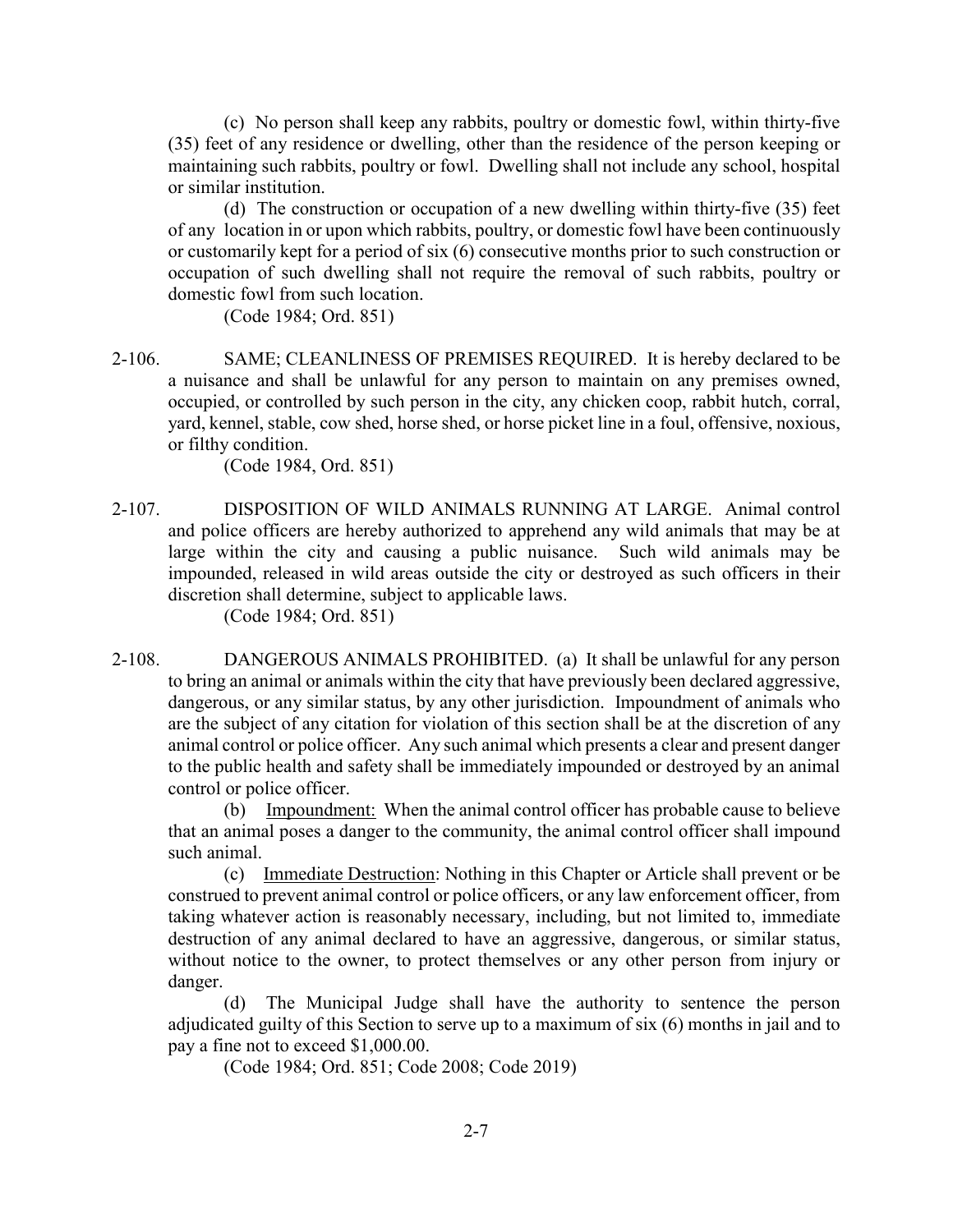(c) No person shall keep any rabbits, poultry or domestic fowl, within thirty-five (35) feet of any residence or dwelling, other than the residence of the person keeping or maintaining such rabbits, poultry or fowl. Dwelling shall not include any school, hospital or similar institution.

(d) The construction or occupation of a new dwelling within thirty-five (35) feet of any location in or upon which rabbits, poultry, or domestic fowl have been continuously or customarily kept for a period of six (6) consecutive months prior to such construction or occupation of such dwelling shall not require the removal of such rabbits, poultry or domestic fowl from such location.

(Code 1984; Ord. 851)

2-106. SAME; CLEANLINESS OF PREMISES REQUIRED. It is hereby declared to be a nuisance and shall be unlawful for any person to maintain on any premises owned, occupied, or controlled by such person in the city, any chicken coop, rabbit hutch, corral, yard, kennel, stable, cow shed, horse shed, or horse picket line in a foul, offensive, noxious, or filthy condition.

(Code 1984, Ord. 851)

2-107. DISPOSITION OF WILD ANIMALS RUNNING AT LARGE. Animal control and police officers are hereby authorized to apprehend any wild animals that may be at large within the city and causing a public nuisance. Such wild animals may be impounded, released in wild areas outside the city or destroyed as such officers in their discretion shall determine, subject to applicable laws.

(Code 1984; Ord. 851)

2-108. DANGEROUS ANIMALS PROHIBITED. (a) It shall be unlawful for any person to bring an animal or animals within the city that have previously been declared aggressive, dangerous, or any similar status, by any other jurisdiction. Impoundment of animals who are the subject of any citation for violation of this section shall be at the discretion of any animal control or police officer. Any such animal which presents a clear and present danger to the public health and safety shall be immediately impounded or destroyed by an animal control or police officer.

(b) <u>Impoundment:</u> When the animal control officer has probable cause to believe that an animal poses a danger to the community, the animal control officer shall impound such animal.

(c) <u>Immediate Destruction</u>: Nothing in this Chapter or Article shall prevent or be construed to prevent animal control or police officers, or any law enforcement officer, from taking whatever action is reasonably necessary, including, but not limited to, immediate destruction of any animal declared to have an aggressive, dangerous, or similar status, without notice to the owner, to protect themselves or any other person from injury or danger.

(d) The Municipal Judge shall have the authority to sentence the person adjudicated guilty of this Section to serve up to a maximum of six (6) months in jail and to pay a fine not to exceed $1,000.00.

(Code 1984; Ord. 851; Code 2008; Code 2019)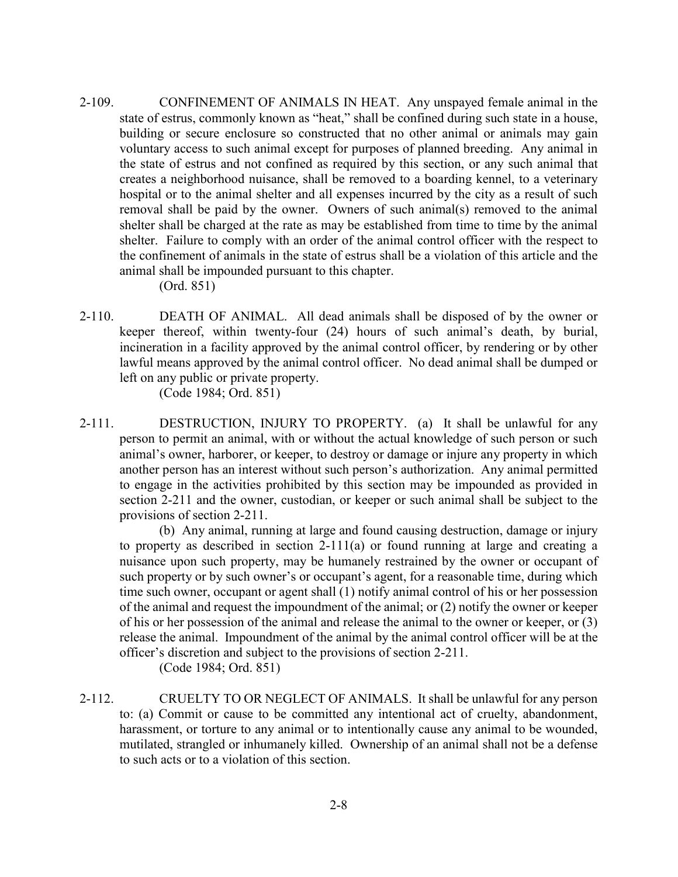2-109. CONFINEMENT OF ANIMALS IN HEAT. Any unspayed female animal in the state of estrus, commonly known as "heat," shall be confined during such state in a house, building or secure enclosure so constructed that no other animal or animals may gain voluntary access to such animal except for purposes of planned breeding. Any animal in the state of estrus and not confined as required by this section, or any such animal that creates a neighborhood nuisance, shall be removed to a boarding kennel, to a veterinary hospital or to the animal shelter and all expenses incurred by the city as a result of such removal shall be paid by the owner. Owners of such animal(s) removed to the animal shelter shall be charged at the rate as may be established from time to time by the animal shelter. Failure to comply with an order of the animal control officer with the respect to the confinement of animals in the state of estrus shall be a violation of this article and the animal shall be impounded pursuant to this chapter.

(Ord. 851)

2-110. DEATH OF ANIMAL. All dead animals shall be disposed of by the owner or keeper thereof, within twenty-four (24) hours of such animal's death, by burial, incineration in a facility approved by the animal control officer, by rendering or by other lawful means approved by the animal control officer. No dead animal shall be dumped or left on any public or private property.

(Code 1984; Ord. 851)

2-111. DESTRUCTION, INJURY TO PROPERTY. (a) It shall be unlawful for any person to permit an animal, with or without the actual knowledge of such person or such animal's owner, harborer, or keeper, to destroy or damage or injure any property in which another person has an interest without such person's authorization. Any animal permitted to engage in the activities prohibited by this section may be impounded as provided in section 2-211 and the owner, custodian, or keeper or such animal shall be subject to the provisions of section 2-211.

(b) Any animal, running at large and found causing destruction, damage or injury to property as described in section 2-111(a) or found running at large and creating a nuisance upon such property, may be humanely restrained by the owner or occupant of such property or by such owner's or occupant's agent, for a reasonable time, during which time such owner, occupant or agent shall (1) notify animal control of his or her possession of the animal and request the impoundment of the animal; or (2) notify the owner or keeper of his or her possession of the animal and release the animal to the owner or keeper, or (3) release the animal. Impoundment of the animal by the animal control officer will be at the officer's discretion and subject to the provisions of section 2-211.

(Code 1984; Ord. 851)

2-112. CRUELTY TO OR NEGLECT OF ANIMALS. It shall be unlawful for any person to: (a) Commit or cause to be committed any intentional act of cruelty, abandonment, harassment, or torture to any animal or to intentionally cause any animal to be wounded, mutilated, strangled or inhumanely killed. Ownership of an animal shall not be a defense to such acts or to a violation of this section.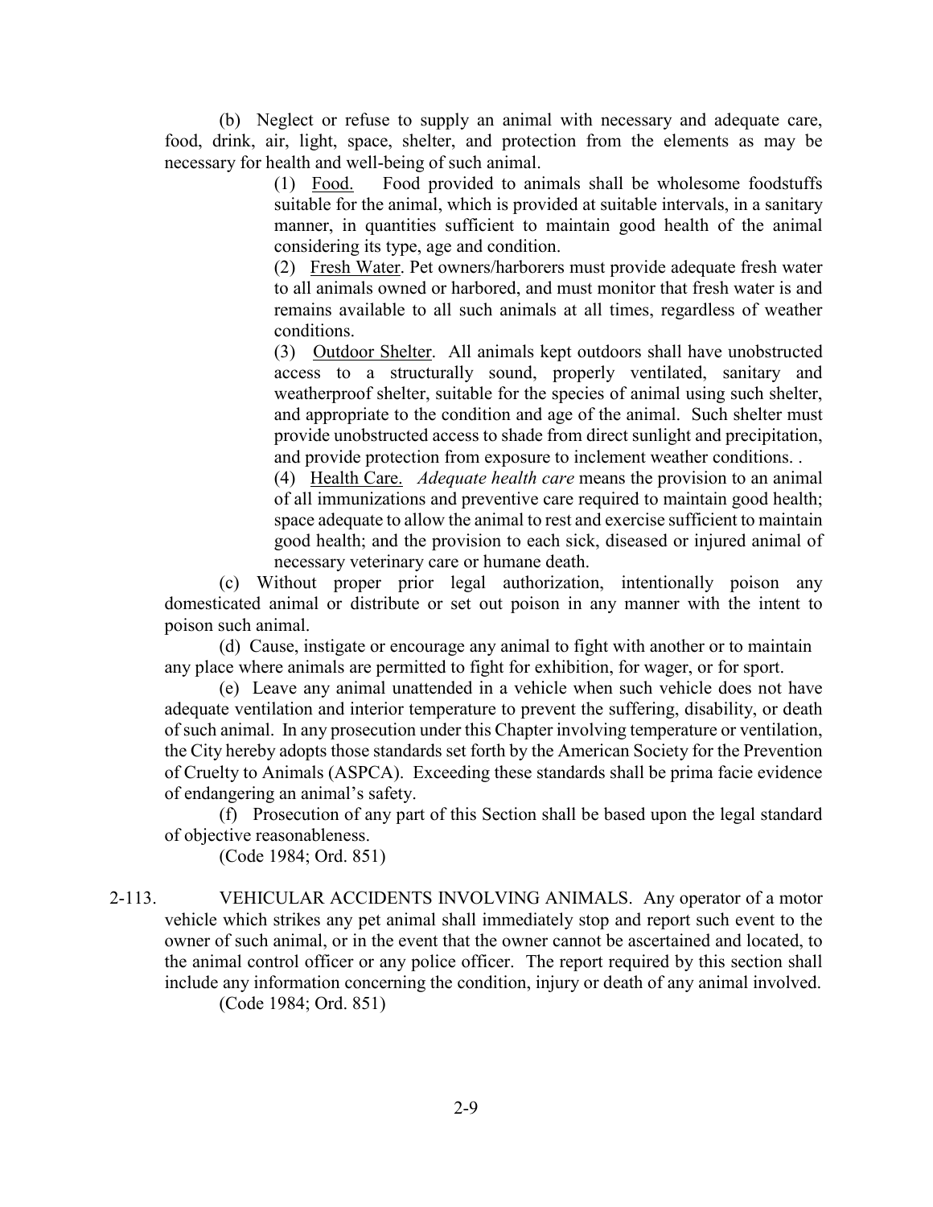(b) Neglect or refuse to supply an animal with necessary and adequate care, food, drink, air, light, space, shelter, and protection from the elements as may be necessary for health and well-being of such animal.

(1) Food. Food provided to animals shall be wholesome foodstuffs suitable for the animal, which is provided at suitable intervals, in a sanitary manner, in quantities sufficient to maintain good health of the animal considering its type, age and condition.

(2) Fresh Water. Pet owners/harborers must provide adequate fresh water to all animals owned or harbored, and must monitor that fresh water is and remains available to all such animals at all times, regardless of weather conditions.

(3) Outdoor Shelter. All animals kept outdoors shall have unobstructed access to a structurally sound, properly ventilated, sanitary and weatherproof shelter, suitable for the species of animal using such shelter, and appropriate to the condition and age of the animal. Such shelter must provide unobstructed access to shade from direct sunlight and precipitation, and provide protection from exposure to inclement weather conditions. .

(4) Health Care. *Adequate health care* means the provision to an animal of all immunizations and preventive care required to maintain good health; space adequate to allow the animal to rest and exercise sufficient to maintain good health; and the provision to each sick, diseased or injured animal of necessary veterinary care or humane death.

(c) Without proper prior legal authorization, intentionally poison any domesticated animal or distribute or set out poison in any manner with the intent to poison such animal.

(d) Cause, instigate or encourage any animal to fight with another or to maintain any place where animals are permitted to fight for exhibition, for wager, or for sport.

(e) Leave any animal unattended in a vehicle when such vehicle does not have adequate ventilation and interior temperature to prevent the suffering, disability, or death of such animal. In any prosecution under this Chapter involving temperature or ventilation, the City hereby adopts those standards set forth by the American Society for the Prevention of Cruelty to Animals (ASPCA). Exceeding these standards shall be prima facie evidence of endangering an animal's safety.

(f) Prosecution of any part of this Section shall be based upon the legal standard of objective reasonableness.

(Code 1984; Ord. 851)

2-113. VEHICULAR ACCIDENTS INVOLVING ANIMALS. Any operator of a motor vehicle which strikes any pet animal shall immediately stop and report such event to the owner of such animal, or in the event that the owner cannot be ascertained and located, to the animal control officer or any police officer. The report required by this section shall include any information concerning the condition, injury or death of any animal involved.

(Code 1984; Ord. 851)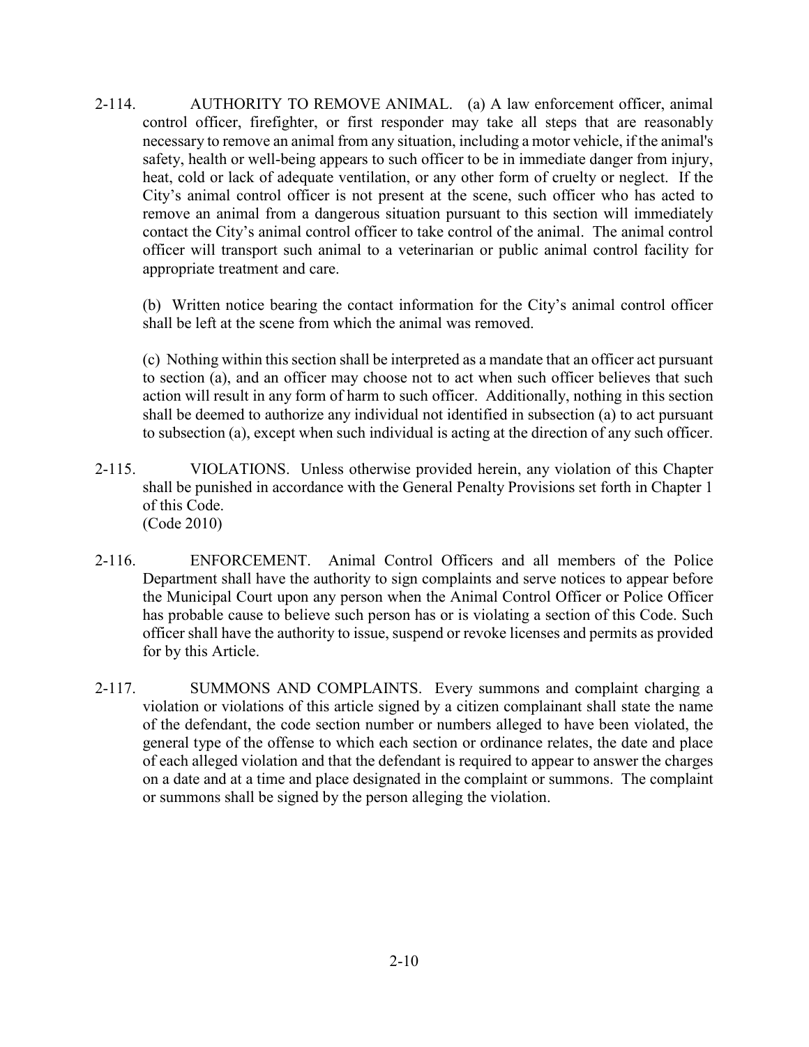2-114. AUTHORITY TO REMOVE ANIMAL. (a) A law enforcement officer, animal control officer, firefighter, or first responder may take all steps that are reasonably necessary to remove an animal from any situation, including a motor vehicle, if the animal's safety, health or well-being appears to such officer to be in immediate danger from injury, heat, cold or lack of adequate ventilation, or any other form of cruelty or neglect. If the City's animal control officer is not present at the scene, such officer who has acted to remove an animal from a dangerous situation pursuant to this section will immediately contact the City's animal control officer to take control of the animal. The animal control officer will transport such animal to a veterinarian or public animal control facility for appropriate treatment and care.

(b) Written notice bearing the contact information for the City's animal control officer shall be left at the scene from which the animal was removed.

(c) Nothing within this section shall be interpreted as a mandate that an officer act pursuant to section (a), and an officer may choose not to act when such officer believes that such action will result in any form of harm to such officer. Additionally, nothing in this section shall be deemed to authorize any individual not identified in subsection (a) to act pursuant to subsection (a), except when such individual is acting at the direction of any such officer.

2-115. VIOLATIONS. Unless otherwise provided herein, any violation of this Chapter shall be punished in accordance with the General Penalty Provisions set forth in Chapter 1 of this Code.
(Code 2010)

2-116. ENFORCEMENT. Animal Control Officers and all members of the Police Department shall have the authority to sign complaints and serve notices to appear before the Municipal Court upon any person when the Animal Control Officer or Police Officer has probable cause to believe such person has or is violating a section of this Code. Such officer shall have the authority to issue, suspend or revoke licenses and permits as provided for by this Article.

2-117. SUMMONS AND COMPLAINTS. Every summons and complaint charging a violation or violations of this article signed by a citizen complainant shall state the name of the defendant, the code section number or numbers alleged to have been violated, the general type of the offense to which each section or ordinance relates, the date and place of each alleged violation and that the defendant is required to appear to answer the charges on a date and at a time and place designated in the complaint or summons. The complaint or summons shall be signed by the person alleging the violation.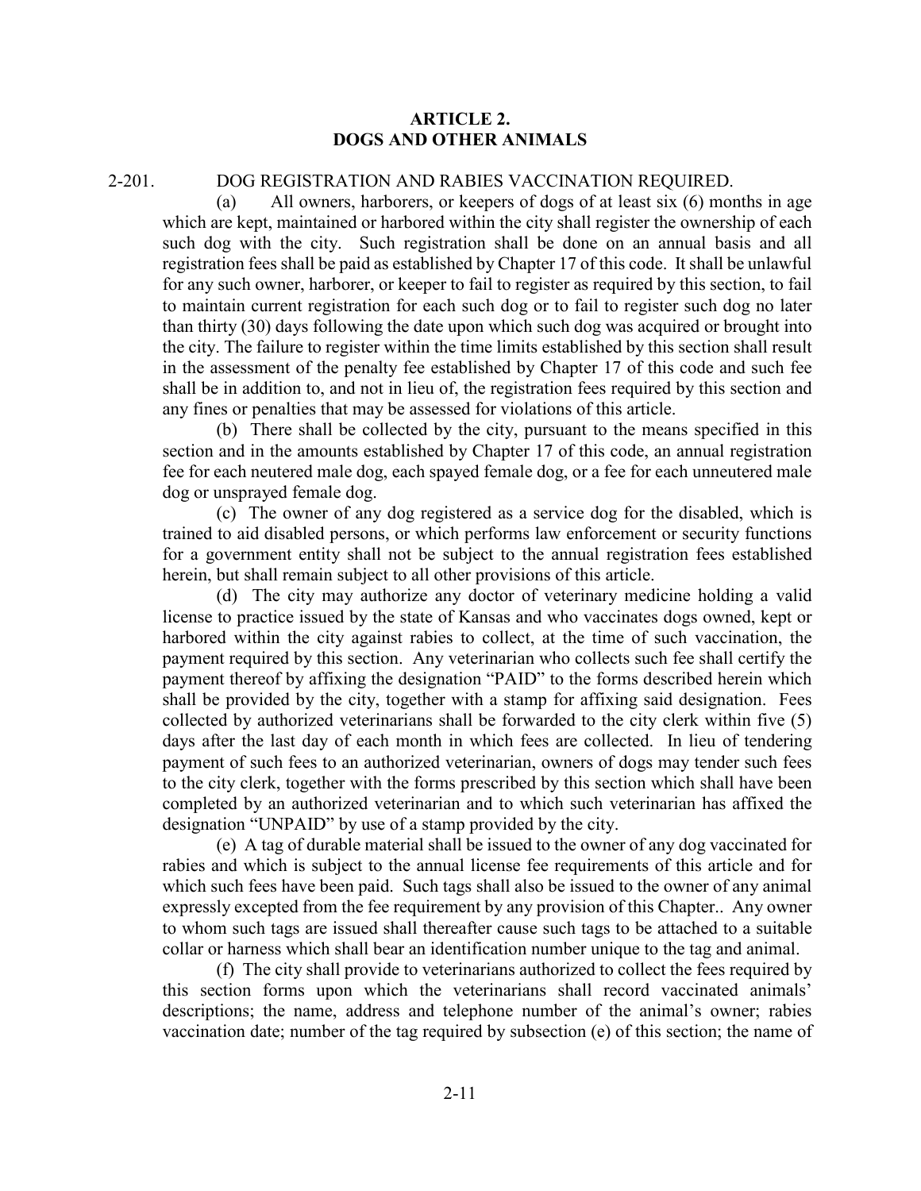# ARTICLE 2.
# DOGS AND OTHER ANIMALS

## 2-201. DOG REGISTRATION AND RABIES VACCINATION REQUIRED.

(a) All owners, harborers, or keepers of dogs of at least six (6) months in age which are kept, maintained or harbored within the city shall register the ownership of each such dog with the city. Such registration shall be done on an annual basis and all registration fees shall be paid as established by Chapter 17 of this code. It shall be unlawful for any such owner, harborer, or keeper to fail to register as required by this section, to fail to maintain current registration for each such dog or to fail to register such dog no later than thirty (30) days following the date upon which such dog was acquired or brought into the city. The failure to register within the time limits established by this section shall result in the assessment of the penalty fee established by Chapter 17 of this code and such fee shall be in addition to, and not in lieu of, the registration fees required by this section and any fines or penalties that may be assessed for violations of this article.

(b) There shall be collected by the city, pursuant to the means specified in this section and in the amounts established by Chapter 17 of this code, an annual registration fee for each neutered male dog, each spayed female dog, or a fee for each unneutered male dog or unsprayed female dog.

(c) The owner of any dog registered as a service dog for the disabled, which is trained to aid disabled persons, or which performs law enforcement or security functions for a government entity shall not be subject to the annual registration fees established herein, but shall remain subject to all other provisions of this article.

(d) The city may authorize any doctor of veterinary medicine holding a valid license to practice issued by the state of Kansas and who vaccinates dogs owned, kept or harbored within the city against rabies to collect, at the time of such vaccination, the payment required by this section. Any veterinarian who collects such fee shall certify the payment thereof by affixing the designation "PAID" to the forms described herein which shall be provided by the city, together with a stamp for affixing said designation. Fees collected by authorized veterinarians shall be forwarded to the city clerk within five (5) days after the last day of each month in which fees are collected. In lieu of tendering payment of such fees to an authorized veterinarian, owners of dogs may tender such fees to the city clerk, together with the forms prescribed by this section which shall have been completed by an authorized veterinarian and to which such veterinarian has affixed the designation "UNPAID" by use of a stamp provided by the city.

(e) A tag of durable material shall be issued to the owner of any dog vaccinated for rabies and which is subject to the annual license fee requirements of this article and for which such fees have been paid. Such tags shall also be issued to the owner of any animal expressly excepted from the fee requirement by any provision of this Chapter.. Any owner to whom such tags are issued shall thereafter cause such tags to be attached to a suitable collar or harness which shall bear an identification number unique to the tag and animal.

(f) The city shall provide to veterinarians authorized to collect the fees required by this section forms upon which the veterinarians shall record vaccinated animals' descriptions; the name, address and telephone number of the animal's owner; rabies vaccination date; number of the tag required by subsection (e) of this section; the name of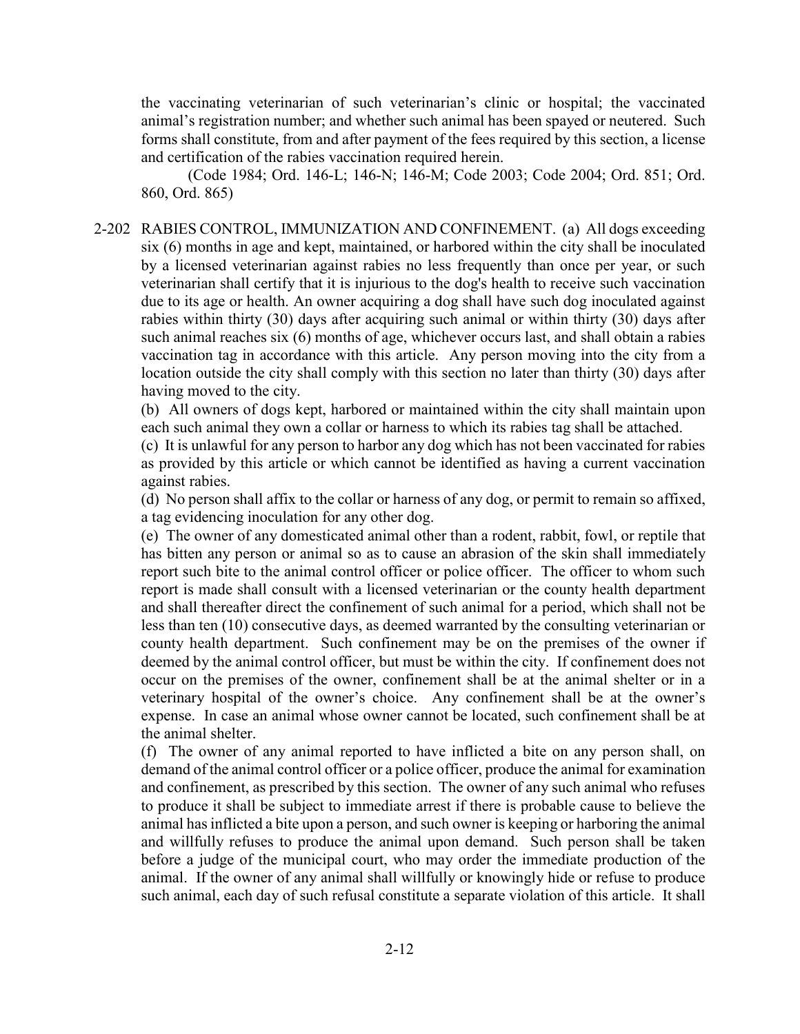the vaccinating veterinarian of such veterinarian's clinic or hospital; the vaccinated animal's registration number; and whether such animal has been spayed or neutered. Such forms shall constitute, from and after payment of the fees required by this section, a license and certification of the rabies vaccination required herein.

(Code 1984; Ord. 146-L; 146-N; 146-M; Code 2003; Code 2004; Ord. 851; Ord. 860, Ord. 865)

2-202 RABIES CONTROL, IMMUNIZATION AND CONFINEMENT. (a) All dogs exceeding six (6) months in age and kept, maintained, or harbored within the city shall be inoculated by a licensed veterinarian against rabies no less frequently than once per year, or such veterinarian shall certify that it is injurious to the dog's health to receive such vaccination due to its age or health. An owner acquiring a dog shall have such dog inoculated against rabies within thirty (30) days after acquiring such animal or within thirty (30) days after such animal reaches six (6) months of age, whichever occurs last, and shall obtain a rabies vaccination tag in accordance with this article. Any person moving into the city from a location outside the city shall comply with this section no later than thirty (30) days after having moved to the city.

(b) All owners of dogs kept, harbored or maintained within the city shall maintain upon each such animal they own a collar or harness to which its rabies tag shall be attached.

(c) It is unlawful for any person to harbor any dog which has not been vaccinated for rabies as provided by this article or which cannot be identified as having a current vaccination against rabies.

(d) No person shall affix to the collar or harness of any dog, or permit to remain so affixed, a tag evidencing inoculation for any other dog.

(e) The owner of any domesticated animal other than a rodent, rabbit, fowl, or reptile that has bitten any person or animal so as to cause an abrasion of the skin shall immediately report such bite to the animal control officer or police officer. The officer to whom such report is made shall consult with a licensed veterinarian or the county health department and shall thereafter direct the confinement of such animal for a period, which shall not be less than ten (10) consecutive days, as deemed warranted by the consulting veterinarian or county health department. Such confinement may be on the premises of the owner if deemed by the animal control officer, but must be within the city. If confinement does not occur on the premises of the owner, confinement shall be at the animal shelter or in a veterinary hospital of the owner's choice. Any confinement shall be at the owner's expense. In case an animal whose owner cannot be located, such confinement shall be at the animal shelter.

(f) The owner of any animal reported to have inflicted a bite on any person shall, on demand of the animal control officer or a police officer, produce the animal for examination and confinement, as prescribed by this section. The owner of any such animal who refuses to produce it shall be subject to immediate arrest if there is probable cause to believe the animal has inflicted a bite upon a person, and such owner is keeping or harboring the animal and willfully refuses to produce the animal upon demand. Such person shall be taken before a judge of the municipal court, who may order the immediate production of the animal. If the owner of any animal shall willfully or knowingly hide or refuse to produce such animal, each day of such refusal constitute a separate violation of this article. It shall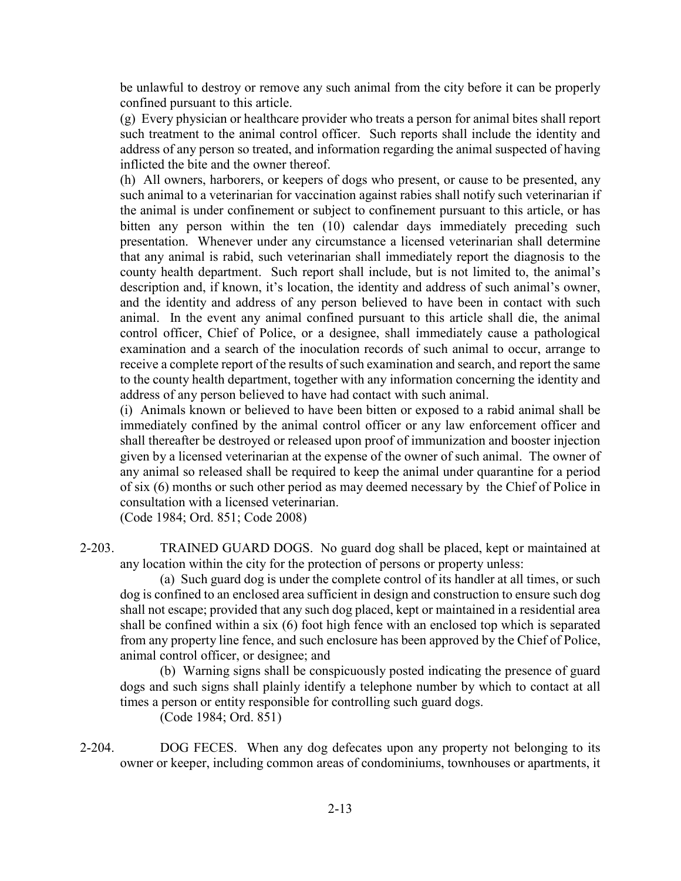be unlawful to destroy or remove any such animal from the city before it can be properly confined pursuant to this article.

(g) Every physician or healthcare provider who treats a person for animal bites shall report such treatment to the animal control officer. Such reports shall include the identity and address of any person so treated, and information regarding the animal suspected of having inflicted the bite and the owner thereof.

(h) All owners, harborers, or keepers of dogs who present, or cause to be presented, any such animal to a veterinarian for vaccination against rabies shall notify such veterinarian if the animal is under confinement or subject to confinement pursuant to this article, or has bitten any person within the ten (10) calendar days immediately preceding such presentation. Whenever under any circumstance a licensed veterinarian shall determine that any animal is rabid, such veterinarian shall immediately report the diagnosis to the county health department. Such report shall include, but is not limited to, the animal's description and, if known, it's location, the identity and address of such animal's owner, and the identity and address of any person believed to have been in contact with such animal. In the event any animal confined pursuant to this article shall die, the animal control officer, Chief of Police, or a designee, shall immediately cause a pathological examination and a search of the inoculation records of such animal to occur, arrange to receive a complete report of the results of such examination and search, and report the same to the county health department, together with any information concerning the identity and address of any person believed to have had contact with such animal.

(i) Animals known or believed to have been bitten or exposed to a rabid animal shall be immediately confined by the animal control officer or any law enforcement officer and shall thereafter be destroyed or released upon proof of immunization and booster injection given by a licensed veterinarian at the expense of the owner of such animal. The owner of any animal so released shall be required to keep the animal under quarantine for a period of six (6) months or such other period as may deemed necessary by the Chief of Police in consultation with a licensed veterinarian.

(Code 1984; Ord. 851; Code 2008)

2-203. TRAINED GUARD DOGS. No guard dog shall be placed, kept or maintained at any location within the city for the protection of persons or property unless:

(a) Such guard dog is under the complete control of its handler at all times, or such dog is confined to an enclosed area sufficient in design and construction to ensure such dog shall not escape; provided that any such dog placed, kept or maintained in a residential area shall be confined within a six (6) foot high fence with an enclosed top which is separated from any property line fence, and such enclosure has been approved by the Chief of Police, animal control officer, or designee; and

(b) Warning signs shall be conspicuously posted indicating the presence of guard dogs and such signs shall plainly identify a telephone number by which to contact at all times a person or entity responsible for controlling such guard dogs.

(Code 1984; Ord. 851)

2-204. DOG FECES. When any dog defecates upon any property not belonging to its owner or keeper, including common areas of condominiums, townhouses or apartments, it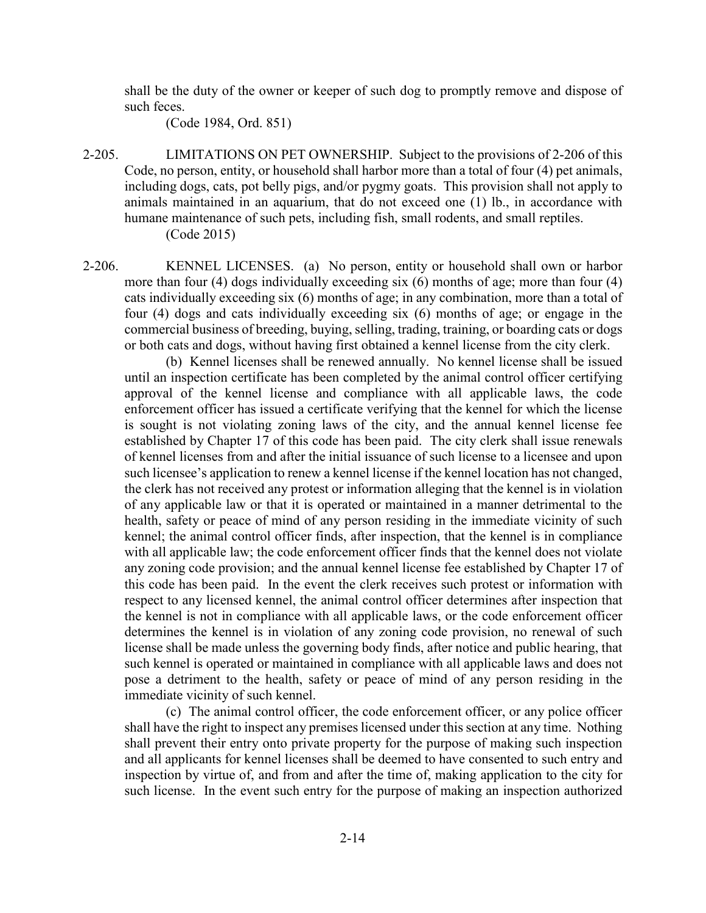shall be the duty of the owner or keeper of such dog to promptly remove and dispose of such feces.

(Code 1984, Ord. 851)

2-205. LIMITATIONS ON PET OWNERSHIP. Subject to the provisions of 2-206 of this Code, no person, entity, or household shall harbor more than a total of four (4) pet animals, including dogs, cats, pot belly pigs, and/or pygmy goats. This provision shall not apply to animals maintained in an aquarium, that do not exceed one (1) lb., in accordance with humane maintenance of such pets, including fish, small rodents, and small reptiles.

(Code 2015)

2-206. KENNEL LICENSES. (a) No person, entity or household shall own or harbor more than four (4) dogs individually exceeding six (6) months of age; more than four (4) cats individually exceeding six (6) months of age; in any combination, more than a total of four (4) dogs and cats individually exceeding six (6) months of age; or engage in the commercial business of breeding, buying, selling, trading, training, or boarding cats or dogs or both cats and dogs, without having first obtained a kennel license from the city clerk.

(b) Kennel licenses shall be renewed annually. No kennel license shall be issued until an inspection certificate has been completed by the animal control officer certifying approval of the kennel license and compliance with all applicable laws, the code enforcement officer has issued a certificate verifying that the kennel for which the license is sought is not violating zoning laws of the city, and the annual kennel license fee established by Chapter 17 of this code has been paid. The city clerk shall issue renewals of kennel licenses from and after the initial issuance of such license to a licensee and upon such licensee's application to renew a kennel license if the kennel location has not changed, the clerk has not received any protest or information alleging that the kennel is in violation of any applicable law or that it is operated or maintained in a manner detrimental to the health, safety or peace of mind of any person residing in the immediate vicinity of such kennel; the animal control officer finds, after inspection, that the kennel is in compliance with all applicable law; the code enforcement officer finds that the kennel does not violate any zoning code provision; and the annual kennel license fee established by Chapter 17 of this code has been paid. In the event the clerk receives such protest or information with respect to any licensed kennel, the animal control officer determines after inspection that the kennel is not in compliance with all applicable laws, or the code enforcement officer determines the kennel is in violation of any zoning code provision, no renewal of such license shall be made unless the governing body finds, after notice and public hearing, that such kennel is operated or maintained in compliance with all applicable laws and does not pose a detriment to the health, safety or peace of mind of any person residing in the immediate vicinity of such kennel.

(c) The animal control officer, the code enforcement officer, or any police officer shall have the right to inspect any premises licensed under this section at any time. Nothing shall prevent their entry onto private property for the purpose of making such inspection and all applicants for kennel licenses shall be deemed to have consented to such entry and inspection by virtue of, and from and after the time of, making application to the city for such license. In the event such entry for the purpose of making an inspection authorized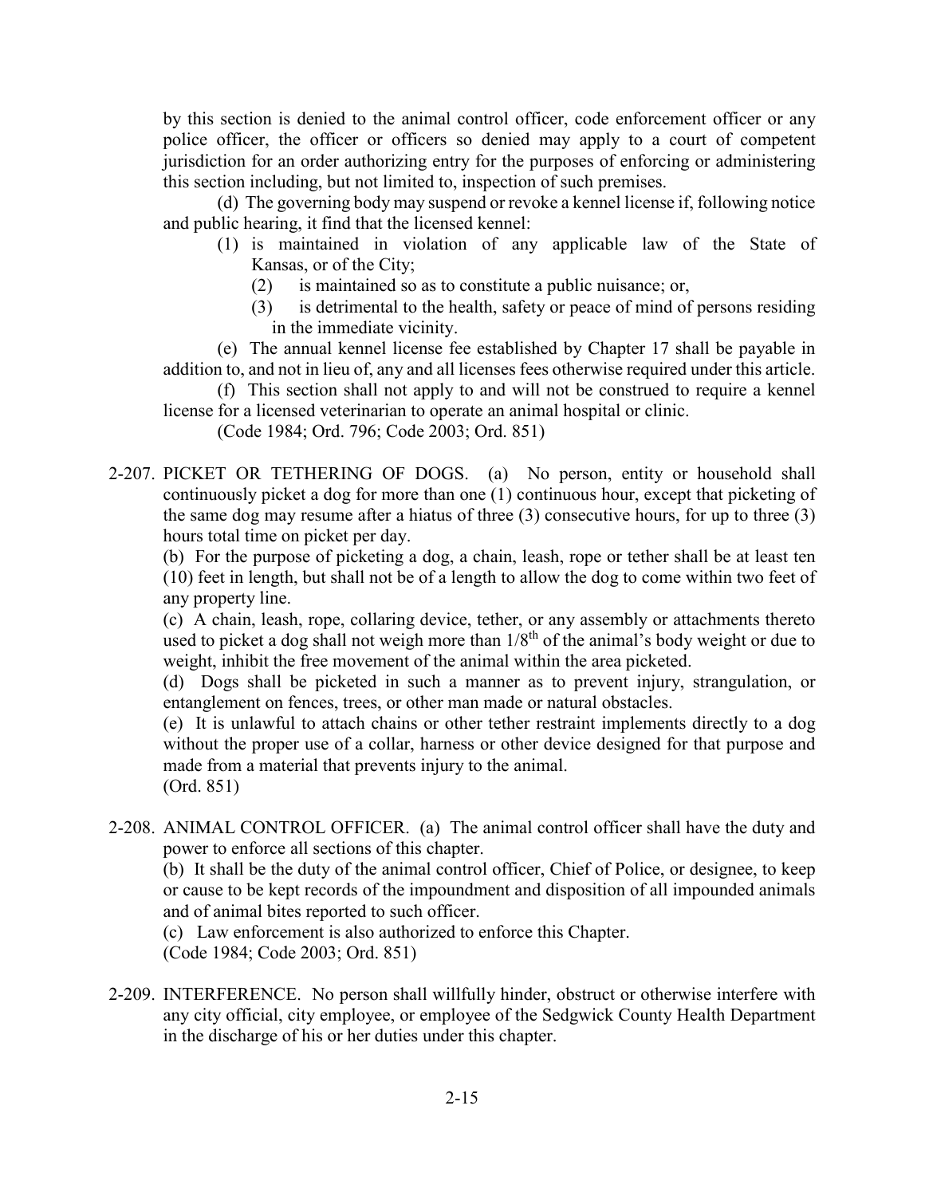by this section is denied to the animal control officer, code enforcement officer or any police officer, the officer or officers so denied may apply to a court of competent jurisdiction for an order authorizing entry for the purposes of enforcing or administering this section including, but not limited to, inspection of such premises.

(d) The governing body may suspend or revoke a kennel license if, following notice and public hearing, it find that the licensed kennel:

(1) is maintained in violation of any applicable law of the State of Kansas, or of the City;

(2) is maintained so as to constitute a public nuisance; or,

(3) is detrimental to the health, safety or peace of mind of persons residing in the immediate vicinity.

(e) The annual kennel license fee established by Chapter 17 shall be payable in addition to, and not in lieu of, any and all licenses fees otherwise required under this article.

(f) This section shall not apply to and will not be construed to require a kennel license for a licensed veterinarian to operate an animal hospital or clinic.

(Code 1984; Ord. 796; Code 2003; Ord. 851)

2-207. PICKET OR TETHERING OF DOGS. (a) No person, entity or household shall continuously picket a dog for more than one (1) continuous hour, except that picketing of the same dog may resume after a hiatus of three (3) consecutive hours, for up to three (3) hours total time on picket per day.

(b) For the purpose of picketing a dog, a chain, leash, rope or tether shall be at least ten (10) feet in length, but shall not be of a length to allow the dog to come within two feet of any property line.

(c) A chain, leash, rope, collaring device, tether, or any assembly or attachments thereto used to picket a dog shall not weigh more than 1/8th of the animal's body weight or due to weight, inhibit the free movement of the animal within the area picketed.

(d) Dogs shall be picketed in such a manner as to prevent injury, strangulation, or entanglement on fences, trees, or other man made or natural obstacles.

(e) It is unlawful to attach chains or other tether restraint implements directly to a dog without the proper use of a collar, harness or other device designed for that purpose and made from a material that prevents injury to the animal.

(Ord. 851)

2-208. ANIMAL CONTROL OFFICER. (a) The animal control officer shall have the duty and power to enforce all sections of this chapter.

(b) It shall be the duty of the animal control officer, Chief of Police, or designee, to keep or cause to be kept records of the impoundment and disposition of all impounded animals and of animal bites reported to such officer.

(c) Law enforcement is also authorized to enforce this Chapter.

(Code 1984; Code 2003; Ord. 851)

2-209. INTERFERENCE. No person shall willfully hinder, obstruct or otherwise interfere with any city official, city employee, or employee of the Sedgwick County Health Department in the discharge of his or her duties under this chapter.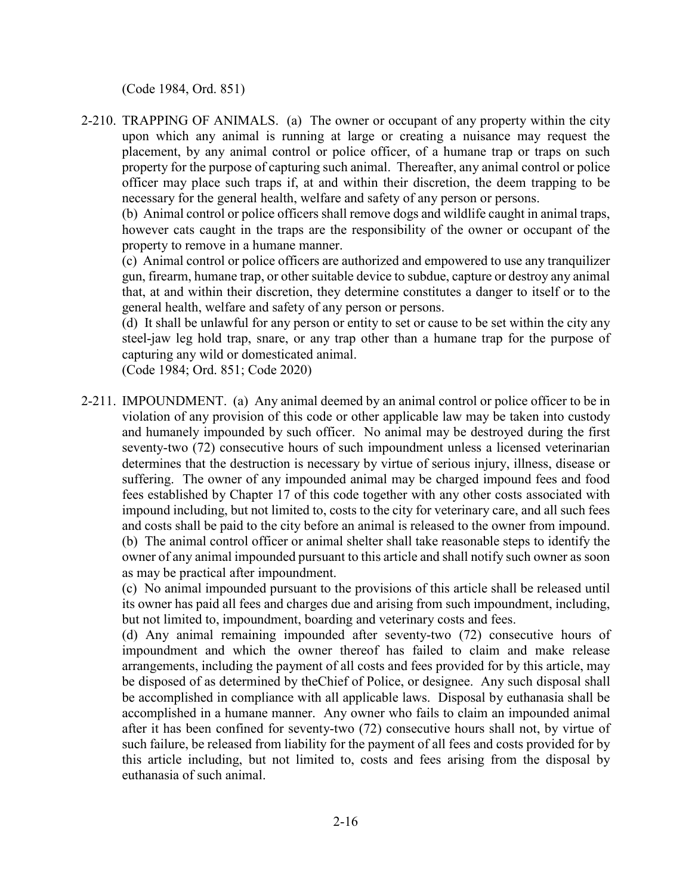(Code 1984, Ord. 851)

2-210. TRAPPING OF ANIMALS. (a) The owner or occupant of any property within the city upon which any animal is running at large or creating a nuisance may request the placement, by any animal control or police officer, of a humane trap or traps on such property for the purpose of capturing such animal. Thereafter, any animal control or police officer may place such traps if, at and within their discretion, the deem trapping to be necessary for the general health, welfare and safety of any person or persons.

(b) Animal control or police officers shall remove dogs and wildlife caught in animal traps, however cats caught in the traps are the responsibility of the owner or occupant of the property to remove in a humane manner.

(c) Animal control or police officers are authorized and empowered to use any tranquilizer gun, firearm, humane trap, or other suitable device to subdue, capture or destroy any animal that, at and within their discretion, they determine constitutes a danger to itself or to the general health, welfare and safety of any person or persons.

(d) It shall be unlawful for any person or entity to set or cause to be set within the city any steel-jaw leg hold trap, snare, or any trap other than a humane trap for the purpose of capturing any wild or domesticated animal.

(Code 1984; Ord. 851; Code 2020)

2-211. IMPOUNDMENT. (a) Any animal deemed by an animal control or police officer to be in violation of any provision of this code or other applicable law may be taken into custody and humanely impounded by such officer. No animal may be destroyed during the first seventy-two (72) consecutive hours of such impoundment unless a licensed veterinarian determines that the destruction is necessary by virtue of serious injury, illness, disease or suffering. The owner of any impounded animal may be charged impound fees and food fees established by Chapter 17 of this code together with any other costs associated with impound including, but not limited to, costs to the city for veterinary care, and all such fees and costs shall be paid to the city before an animal is released to the owner from impound.

(b) The animal control officer or animal shelter shall take reasonable steps to identify the owner of any animal impounded pursuant to this article and shall notify such owner as soon as may be practical after impoundment.

(c) No animal impounded pursuant to the provisions of this article shall be released until its owner has paid all fees and charges due and arising from such impoundment, including, but not limited to, impoundment, boarding and veterinary costs and fees.

(d) Any animal remaining impounded after seventy-two (72) consecutive hours of impoundment and which the owner thereof has failed to claim and make release arrangements, including the payment of all costs and fees provided for by this article, may be disposed of as determined by theChief of Police, or designee. Any such disposal shall be accomplished in compliance with all applicable laws. Disposal by euthanasia shall be accomplished in a humane manner. Any owner who fails to claim an impounded animal after it has been confined for seventy-two (72) consecutive hours shall not, by virtue of such failure, be released from liability for the payment of all fees and costs provided for by this article including, but not limited to, costs and fees arising from the disposal by euthanasia of such animal.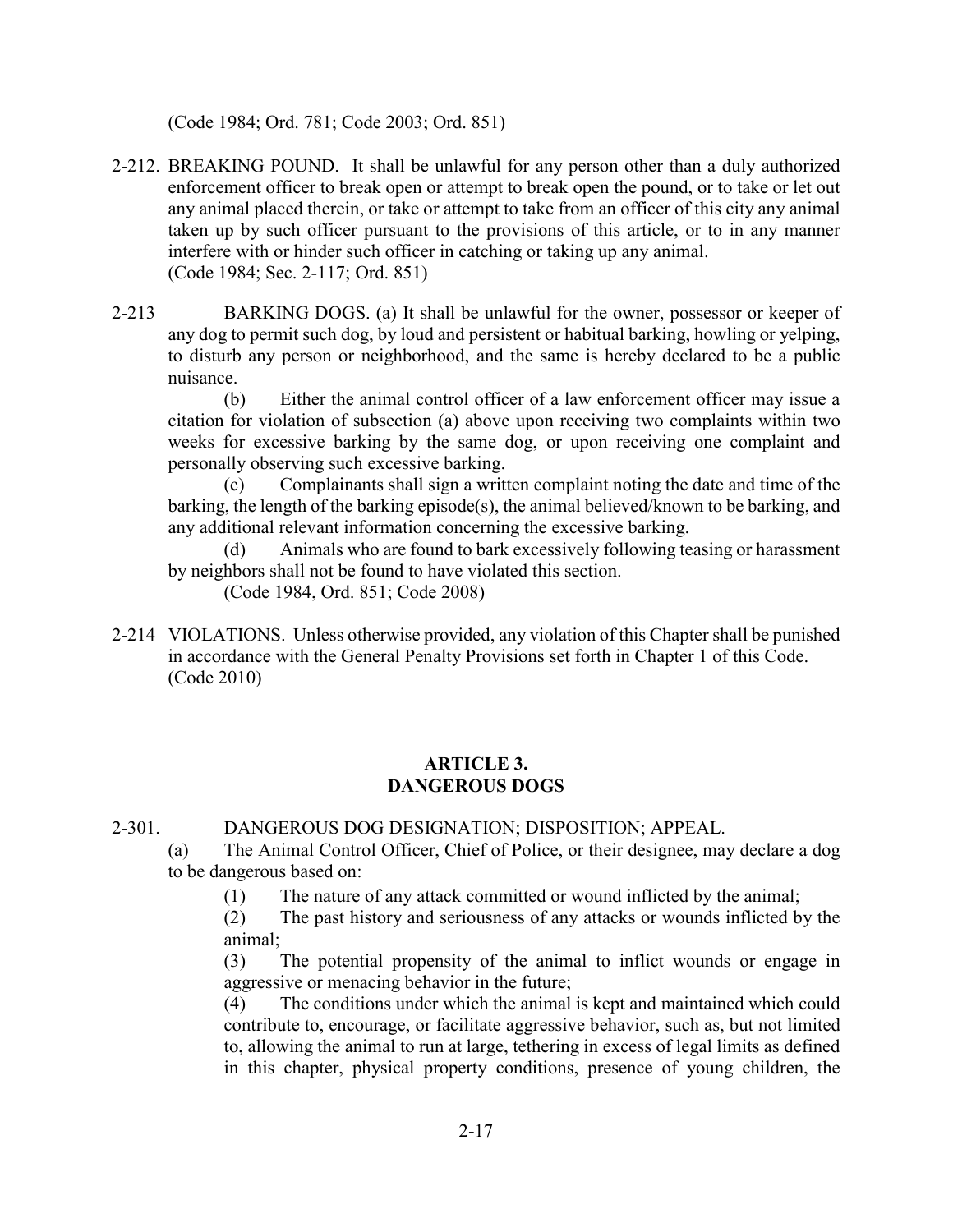(Code 1984; Ord. 781; Code 2003; Ord. 851)

2-212. BREAKING POUND. It shall be unlawful for any person other than a duly authorized enforcement officer to break open or attempt to break open the pound, or to take or let out any animal placed therein, or take or attempt to take from an officer of this city any animal taken up by such officer pursuant to the provisions of this article, or to in any manner interfere with or hinder such officer in catching or taking up any animal.
(Code 1984; Sec. 2-117; Ord. 851)

2-213 BARKING DOGS. (a) It shall be unlawful for the owner, possessor or keeper of any dog to permit such dog, by loud and persistent or habitual barking, howling or yelping, to disturb any person or neighborhood, and the same is hereby declared to be a public nuisance.

(b) Either the animal control officer of a law enforcement officer may issue a citation for violation of subsection (a) above upon receiving two complaints within two weeks for excessive barking by the same dog, or upon receiving one complaint and personally observing such excessive barking.

(c) Complainants shall sign a written complaint noting the date and time of the barking, the length of the barking episode(s), the animal believed/known to be barking, and any additional relevant information concerning the excessive barking.

(d) Animals who are found to bark excessively following teasing or harassment by neighbors shall not be found to have violated this section.

(Code 1984, Ord. 851; Code 2008)

2-214 VIOLATIONS. Unless otherwise provided, any violation of this Chapter shall be punished in accordance with the General Penalty Provisions set forth in Chapter 1 of this Code.
(Code 2010)

## ARTICLE 3.
## DANGEROUS DOGS

2-301. DANGEROUS DOG DESIGNATION; DISPOSITION; APPEAL.

(a) The Animal Control Officer, Chief of Police, or their designee, may declare a dog to be dangerous based on:

(1) The nature of any attack committed or wound inflicted by the animal;

(2) The past history and seriousness of any attacks or wounds inflicted by the animal;

(3) The potential propensity of the animal to inflict wounds or engage in aggressive or menacing behavior in the future;

(4) The conditions under which the animal is kept and maintained which could contribute to, encourage, or facilitate aggressive behavior, such as, but not limited to, allowing the animal to run at large, tethering in excess of legal limits as defined in this chapter, physical property conditions, presence of young children, the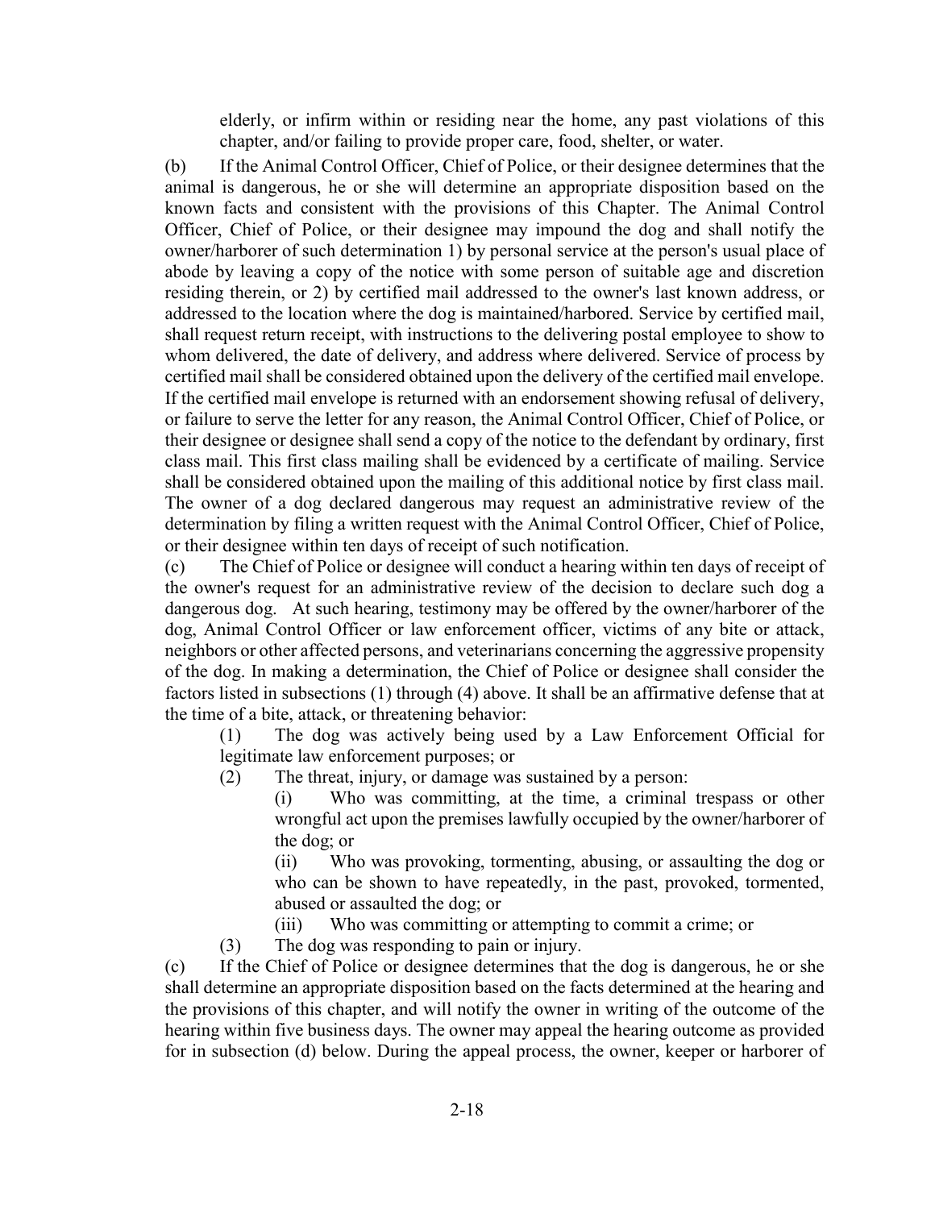elderly, or infirm within or residing near the home, any past violations of this chapter, and/or failing to provide proper care, food, shelter, or water.

(b) If the Animal Control Officer, Chief of Police, or their designee determines that the animal is dangerous, he or she will determine an appropriate disposition based on the known facts and consistent with the provisions of this Chapter. The Animal Control Officer, Chief of Police, or their designee may impound the dog and shall notify the owner/harborer of such determination 1) by personal service at the person's usual place of abode by leaving a copy of the notice with some person of suitable age and discretion residing therein, or 2) by certified mail addressed to the owner's last known address, or addressed to the location where the dog is maintained/harbored. Service by certified mail, shall request return receipt, with instructions to the delivering postal employee to show to whom delivered, the date of delivery, and address where delivered. Service of process by certified mail shall be considered obtained upon the delivery of the certified mail envelope. If the certified mail envelope is returned with an endorsement showing refusal of delivery, or failure to serve the letter for any reason, the Animal Control Officer, Chief of Police, or their designee or designee shall send a copy of the notice to the defendant by ordinary, first class mail. This first class mailing shall be evidenced by a certificate of mailing. Service shall be considered obtained upon the mailing of this additional notice by first class mail. The owner of a dog declared dangerous may request an administrative review of the determination by filing a written request with the Animal Control Officer, Chief of Police, or their designee within ten days of receipt of such notification.

(c) The Chief of Police or designee will conduct a hearing within ten days of receipt of the owner's request for an administrative review of the decision to declare such dog a dangerous dog. At such hearing, testimony may be offered by the owner/harborer of the dog, Animal Control Officer or law enforcement officer, victims of any bite or attack, neighbors or other affected persons, and veterinarians concerning the aggressive propensity of the dog. In making a determination, the Chief of Police or designee shall consider the factors listed in subsections (1) through (4) above. It shall be an affirmative defense that at the time of a bite, attack, or threatening behavior:

> (1) The dog was actively being used by a Law Enforcement Official for legitimate law enforcement purposes; or
>
> (2) The threat, injury, or damage was sustained by a person:
>
> > (i) Who was committing, at the time, a criminal trespass or other wrongful act upon the premises lawfully occupied by the owner/harborer of the dog; or
> >
> > (ii) Who was provoking, tormenting, abusing, or assaulting the dog or who can be shown to have repeatedly, in the past, provoked, tormented, abused or assaulted the dog; or
> >
> > (iii) Who was committing or attempting to commit a crime; or
>
> (3) The dog was responding to pain or injury.

(c) If the Chief of Police or designee determines that the dog is dangerous, he or she shall determine an appropriate disposition based on the facts determined at the hearing and the provisions of this chapter, and will notify the owner in writing of the outcome of the hearing within five business days. The owner may appeal the hearing outcome as provided for in subsection (d) below. During the appeal process, the owner, keeper or harborer of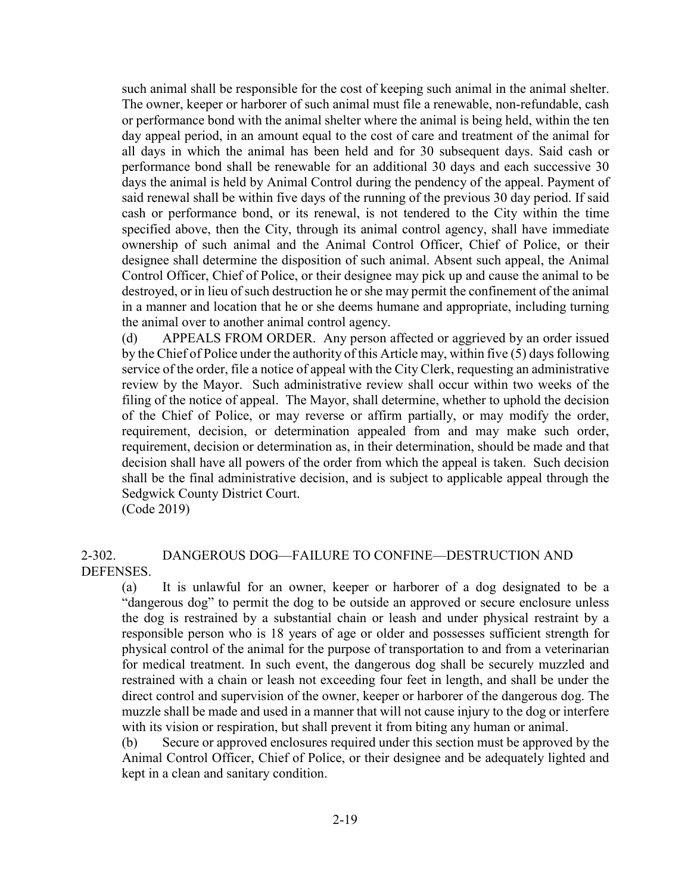such animal shall be responsible for the cost of keeping such animal in the animal shelter. The owner, keeper or harborer of such animal must file a renewable, non-refundable, cash or performance bond with the animal shelter where the animal is being held, within the ten day appeal period, in an amount equal to the cost of care and treatment of the animal for all days in which the animal has been held and for 30 subsequent days. Said cash or performance bond shall be renewable for an additional 30 days and each successive 30 days the animal is held by Animal Control during the pendency of the appeal. Payment of said renewal shall be within five days of the running of the previous 30 day period. If said cash or performance bond, or its renewal, is not tendered to the City within the time specified above, then the City, through its animal control agency, shall have immediate ownership of such animal and the Animal Control Officer, Chief of Police, or their designee shall determine the disposition of such animal. Absent such appeal, the Animal Control Officer, Chief of Police, or their designee may pick up and cause the animal to be destroyed, or in lieu of such destruction he or she may permit the confinement of the animal in a manner and location that he or she deems humane and appropriate, including turning the animal over to another animal control agency.

(d) APPEALS FROM ORDER. Any person affected or aggrieved by an order issued by the Chief of Police under the authority of this Article may, within five (5) days following service of the order, file a notice of appeal with the City Clerk, requesting an administrative review by the Mayor. Such administrative review shall occur within two weeks of the filing of the notice of appeal. The Mayor, shall determine, whether to uphold the decision of the Chief of Police, or may reverse or affirm partially, or may modify the order, requirement, decision, or determination appealed from and may make such order, requirement, decision or determination as, in their determination, should be made and that decision shall have all powers of the order from which the appeal is taken. Such decision shall be the final administrative decision, and is subject to applicable appeal through the Sedgwick County District Court.

(Code 2019)

## 2-302. DANGEROUS DOG—FAILURE TO CONFINE—DESTRUCTION AND DEFENSES.

(a) It is unlawful for an owner, keeper or harborer of a dog designated to be a "dangerous dog" to permit the dog to be outside an approved or secure enclosure unless the dog is restrained by a substantial chain or leash and under physical restraint by a responsible person who is 18 years of age or older and possesses sufficient strength for physical control of the animal for the purpose of transportation to and from a veterinarian for medical treatment. In such event, the dangerous dog shall be securely muzzled and restrained with a chain or leash not exceeding four feet in length, and shall be under the direct control and supervision of the owner, keeper or harborer of the dangerous dog. The muzzle shall be made and used in a manner that will not cause injury to the dog or interfere with its vision or respiration, but shall prevent it from biting any human or animal.

(b) Secure or approved enclosures required under this section must be approved by the Animal Control Officer, Chief of Police, or their designee and be adequately lighted and kept in a clean and sanitary condition.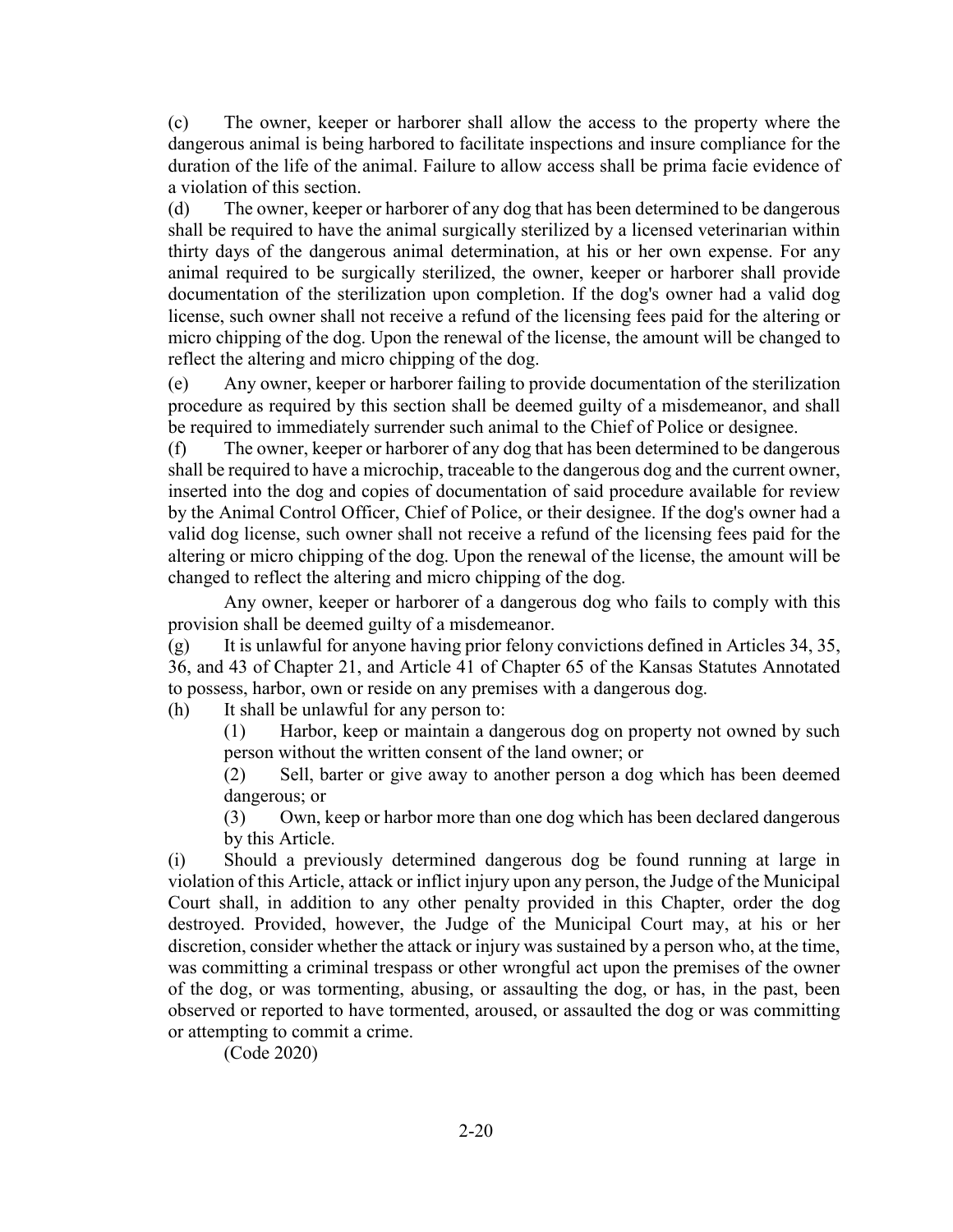(c) The owner, keeper or harborer shall allow the access to the property where the dangerous animal is being harbored to facilitate inspections and insure compliance for the duration of the life of the animal. Failure to allow access shall be prima facie evidence of a violation of this section.

(d) The owner, keeper or harborer of any dog that has been determined to be dangerous shall be required to have the animal surgically sterilized by a licensed veterinarian within thirty days of the dangerous animal determination, at his or her own expense. For any animal required to be surgically sterilized, the owner, keeper or harborer shall provide documentation of the sterilization upon completion. If the dog's owner had a valid dog license, such owner shall not receive a refund of the licensing fees paid for the altering or micro chipping of the dog. Upon the renewal of the license, the amount will be changed to reflect the altering and micro chipping of the dog.

(e) Any owner, keeper or harborer failing to provide documentation of the sterilization procedure as required by this section shall be deemed guilty of a misdemeanor, and shall be required to immediately surrender such animal to the Chief of Police or designee.

(f) The owner, keeper or harborer of any dog that has been determined to be dangerous shall be required to have a microchip, traceable to the dangerous dog and the current owner, inserted into the dog and copies of documentation of said procedure available for review by the Animal Control Officer, Chief of Police, or their designee. If the dog's owner had a valid dog license, such owner shall not receive a refund of the licensing fees paid for the altering or micro chipping of the dog. Upon the renewal of the license, the amount will be changed to reflect the altering and micro chipping of the dog.

Any owner, keeper or harborer of a dangerous dog who fails to comply with this provision shall be deemed guilty of a misdemeanor.

(g) It is unlawful for anyone having prior felony convictions defined in Articles 34, 35, 36, and 43 of Chapter 21, and Article 41 of Chapter 65 of the Kansas Statutes Annotated to possess, harbor, own or reside on any premises with a dangerous dog.

(h) It shall be unlawful for any person to:

(1) Harbor, keep or maintain a dangerous dog on property not owned by such person without the written consent of the land owner; or

(2) Sell, barter or give away to another person a dog which has been deemed dangerous; or

(3) Own, keep or harbor more than one dog which has been declared dangerous by this Article.

(i) Should a previously determined dangerous dog be found running at large in violation of this Article, attack or inflict injury upon any person, the Judge of the Municipal Court shall, in addition to any other penalty provided in this Chapter, order the dog destroyed. Provided, however, the Judge of the Municipal Court may, at his or her discretion, consider whether the attack or injury was sustained by a person who, at the time, was committing a criminal trespass or other wrongful act upon the premises of the owner of the dog, or was tormenting, abusing, or assaulting the dog, or has, in the past, been observed or reported to have tormented, aroused, or assaulted the dog or was committing or attempting to commit a crime.

(Code 2020)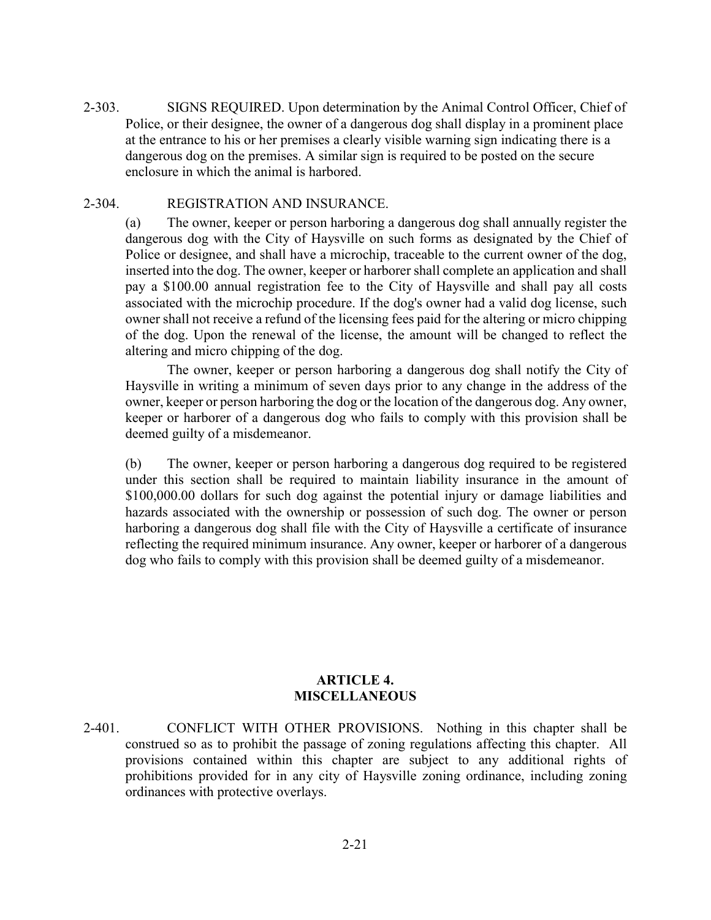2-303. SIGNS REQUIRED. Upon determination by the Animal Control Officer, Chief of Police, or their designee, the owner of a dangerous dog shall display in a prominent place at the entrance to his or her premises a clearly visible warning sign indicating there is a dangerous dog on the premises. A similar sign is required to be posted on the secure enclosure in which the animal is harbored.

2-304. REGISTRATION AND INSURANCE.

(a) The owner, keeper or person harboring a dangerous dog shall annually register the dangerous dog with the City of Haysville on such forms as designated by the Chief of Police or designee, and shall have a microchip, traceable to the current owner of the dog, inserted into the dog. The owner, keeper or harborer shall complete an application and shall pay a $100.00 annual registration fee to the City of Haysville and shall pay all costs associated with the microchip procedure. If the dog's owner had a valid dog license, such owner shall not receive a refund of the licensing fees paid for the altering or micro chipping of the dog. Upon the renewal of the license, the amount will be changed to reflect the altering and micro chipping of the dog.

The owner, keeper or person harboring a dangerous dog shall notify the City of Haysville in writing a minimum of seven days prior to any change in the address of the owner, keeper or person harboring the dog or the location of the dangerous dog. Any owner, keeper or harborer of a dangerous dog who fails to comply with this provision shall be deemed guilty of a misdemeanor.

(b) The owner, keeper or person harboring a dangerous dog required to be registered under this section shall be required to maintain liability insurance in the amount of $100,000.00 dollars for such dog against the potential injury or damage liabilities and hazards associated with the ownership or possession of such dog. The owner or person harboring a dangerous dog shall file with the City of Haysville a certificate of insurance reflecting the required minimum insurance. Any owner, keeper or harborer of a dangerous dog who fails to comply with this provision shall be deemed guilty of a misdemeanor.

## ARTICLE 4.
## MISCELLANEOUS

2-401. CONFLICT WITH OTHER PROVISIONS. Nothing in this chapter shall be construed so as to prohibit the passage of zoning regulations affecting this chapter. All provisions contained within this chapter are subject to any additional rights of prohibitions provided for in any city of Haysville zoning ordinance, including zoning ordinances with protective overlays.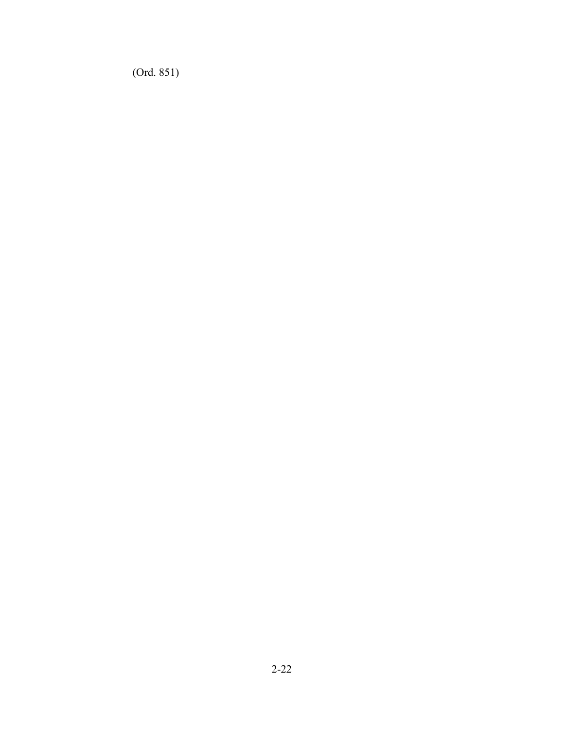(Ord. 851)